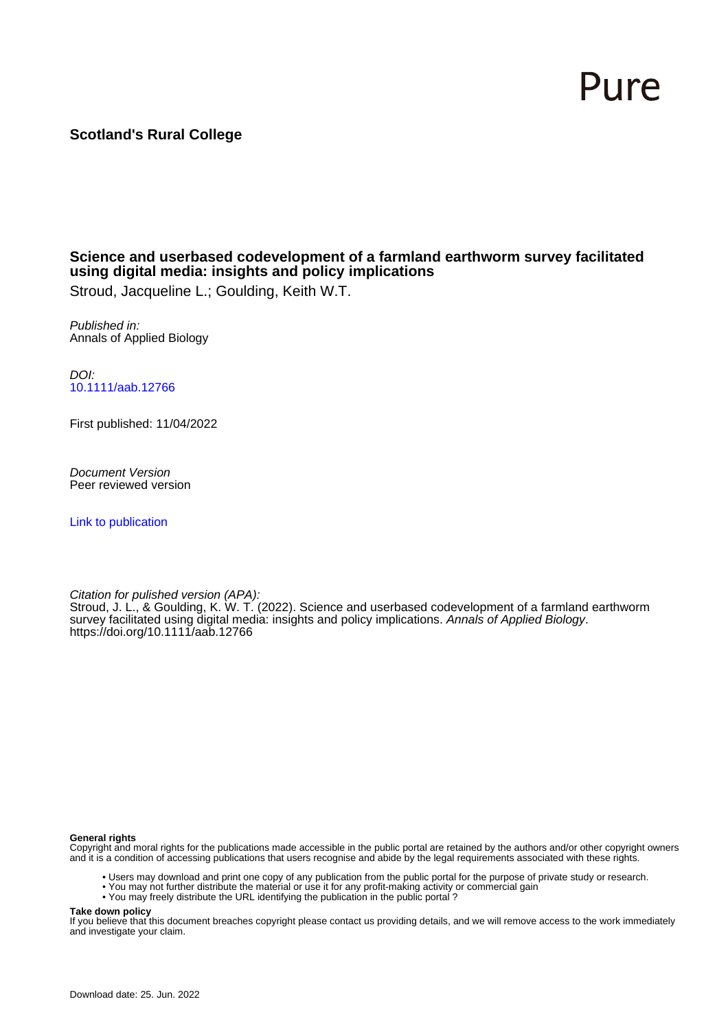Pure

**Scotland's Rural College**

**Science and userbased codevelopment of a farmland earthworm survey facilitated using digital media: insights and policy implications**

Stroud, Jacqueline L.; Goulding, Keith W.T.

*Published in:*
Annals of Applied Biology

*DOI:*
10.1111/aab.12766

First published: 11/04/2022

*Document Version*
Peer reviewed version

Link to publication

*Citation for pulished version (APA):*
Stroud, J. L., & Goulding, K. W. T. (2022). Science and userbased codevelopment of a farmland earthworm survey facilitated using digital media: insights and policy implications. *Annals of Applied Biology*. https://doi.org/10.1111/aab.12766

**General rights**
Copyright and moral rights for the publications made accessible in the public portal are retained by the authors and/or other copyright owners and it is a condition of accessing publications that users recognise and abide by the legal requirements associated with these rights.

- Users may download and print one copy of any publication from the public portal for the purpose of private study or research.
- You may not further distribute the material or use it for any profit-making activity or commercial gain
- You may freely distribute the URL identifying the publication in the public portal ?

**Take down policy**
If you believe that this document breaches copyright please contact us providing details, and we will remove access to the work immediately and investigate your claim.

Download date: 25. Jun. 2022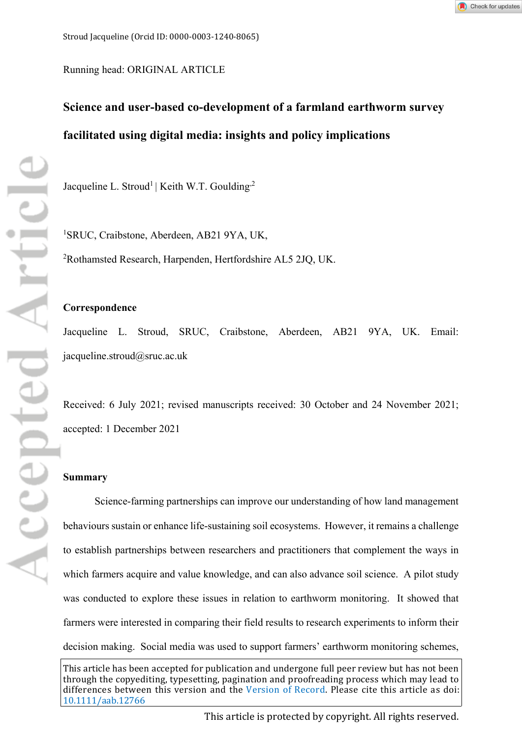Stroud Jacqueline (Orcid ID: 0000-0003-1240-8065)

Running head: ORIGINAL ARTICLE

# Science and user-based co-development of a farmland earthworm survey facilitated using digital media: insights and policy implications

Jacqueline L. Stroud[1] | Keith W.T. Goulding[2]

[1]SRUC, Craibstone, Aberdeen, AB21 9YA, UK,

[2]Rothamsted Research, Harpenden, Hertfordshire AL5 2JQ, UK.

**Correspondence**

Jacqueline L. Stroud, SRUC, Craibstone, Aberdeen, AB21 9YA, UK. Email: jacqueline.stroud@sruc.ac.uk

Received: 6 July 2021; revised manuscripts received: 30 October and 24 November 2021; accepted: 1 December 2021

**Summary**

Science-farming partnerships can improve our understanding of how land management behaviours sustain or enhance life-sustaining soil ecosystems. However, it remains a challenge to establish partnerships between researchers and practitioners that complement the ways in which farmers acquire and value knowledge, and can also advance soil science. A pilot study was conducted to explore these issues in relation to earthworm monitoring. It showed that farmers were interested in comparing their field results to research experiments to inform their decision making. Social media was used to support farmers' earthworm monitoring schemes,

This article has been accepted for publication and undergone full peer review but has not been through the copyediting, typesetting, pagination and proofreading process which may lead to differences between this version and the Version of Record. Please cite this article as doi: 10.1111/aab.12766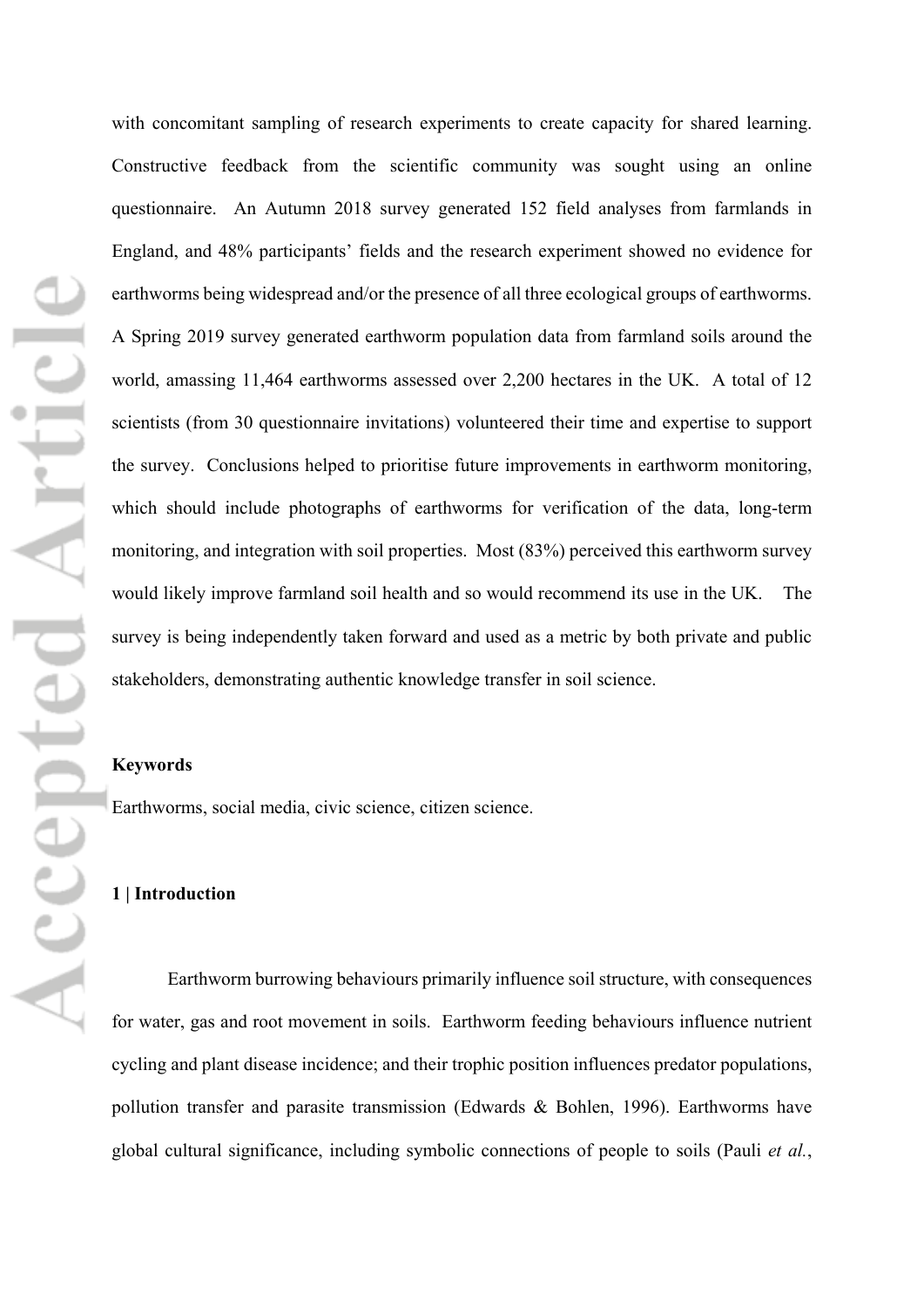with concomitant sampling of research experiments to create capacity for shared learning. Constructive feedback from the scientific community was sought using an online questionnaire. An Autumn 2018 survey generated 152 field analyses from farmlands in England, and 48% participants' fields and the research experiment showed no evidence for earthworms being widespread and/or the presence of all three ecological groups of earthworms. A Spring 2019 survey generated earthworm population data from farmland soils around the world, amassing 11,464 earthworms assessed over 2,200 hectares in the UK. A total of 12 scientists (from 30 questionnaire invitations) volunteered their time and expertise to support the survey. Conclusions helped to prioritise future improvements in earthworm monitoring, which should include photographs of earthworms for verification of the data, long-term monitoring, and integration with soil properties. Most (83%) perceived this earthworm survey would likely improve farmland soil health and so would recommend its use in the UK. The survey is being independently taken forward and used as a metric by both private and public stakeholders, demonstrating authentic knowledge transfer in soil science.

**Keywords**

Earthworms, social media, civic science, citizen science.

## 1 | Introduction

Earthworm burrowing behaviours primarily influence soil structure, with consequences for water, gas and root movement in soils. Earthworm feeding behaviours influence nutrient cycling and plant disease incidence; and their trophic position influences predator populations, pollution transfer and parasite transmission (Edwards & Bohlen, 1996). Earthworms have global cultural significance, including symbolic connections of people to soils (Pauli *et al.*,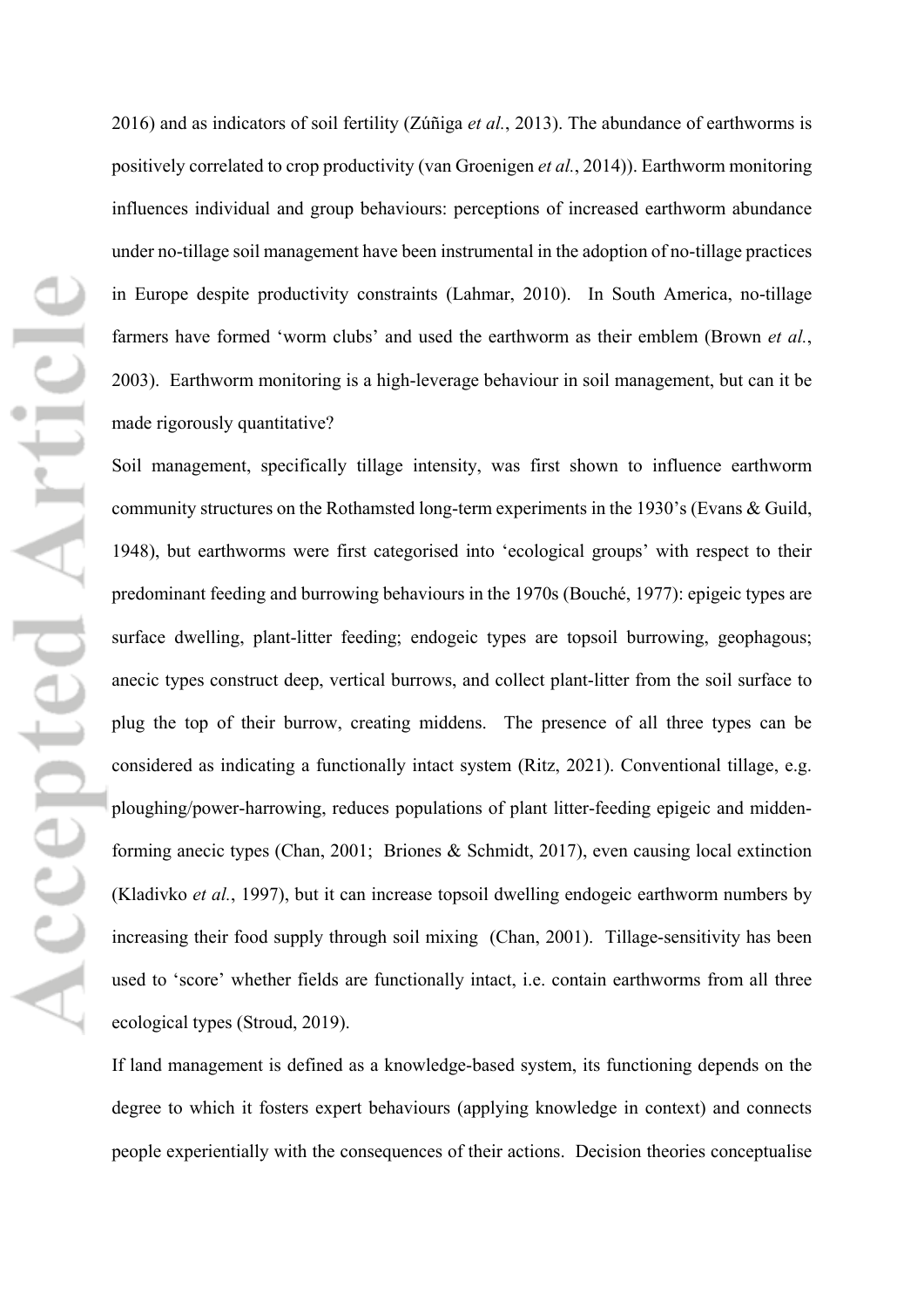2016) and as indicators of soil fertility (Zúñiga *et al.*, 2013). The abundance of earthworms is positively correlated to crop productivity (van Groenigen *et al.*, 2014)). Earthworm monitoring influences individual and group behaviours: perceptions of increased earthworm abundance under no-tillage soil management have been instrumental in the adoption of no-tillage practices in Europe despite productivity constraints (Lahmar, 2010). In South America, no-tillage farmers have formed 'worm clubs' and used the earthworm as their emblem (Brown *et al.*, 2003). Earthworm monitoring is a high-leverage behaviour in soil management, but can it be made rigorously quantitative?

Soil management, specifically tillage intensity, was first shown to influence earthworm community structures on the Rothamsted long-term experiments in the 1930's (Evans & Guild, 1948), but earthworms were first categorised into 'ecological groups' with respect to their predominant feeding and burrowing behaviours in the 1970s (Bouché, 1977): epigeic types are surface dwelling, plant-litter feeding; endogeic types are topsoil burrowing, geophagous; anecic types construct deep, vertical burrows, and collect plant-litter from the soil surface to plug the top of their burrow, creating middens. The presence of all three types can be considered as indicating a functionally intact system (Ritz, 2021). Conventional tillage, e.g. ploughing/power-harrowing, reduces populations of plant litter-feeding epigeic and midden-forming anecic types (Chan, 2001; Briones & Schmidt, 2017), even causing local extinction (Kladivko *et al.*, 1997), but it can increase topsoil dwelling endogeic earthworm numbers by increasing their food supply through soil mixing (Chan, 2001). Tillage-sensitivity has been used to 'score' whether fields are functionally intact, i.e. contain earthworms from all three ecological types (Stroud, 2019).

If land management is defined as a knowledge-based system, its functioning depends on the degree to which it fosters expert behaviours (applying knowledge in context) and connects people experientially with the consequences of their actions. Decision theories conceptualise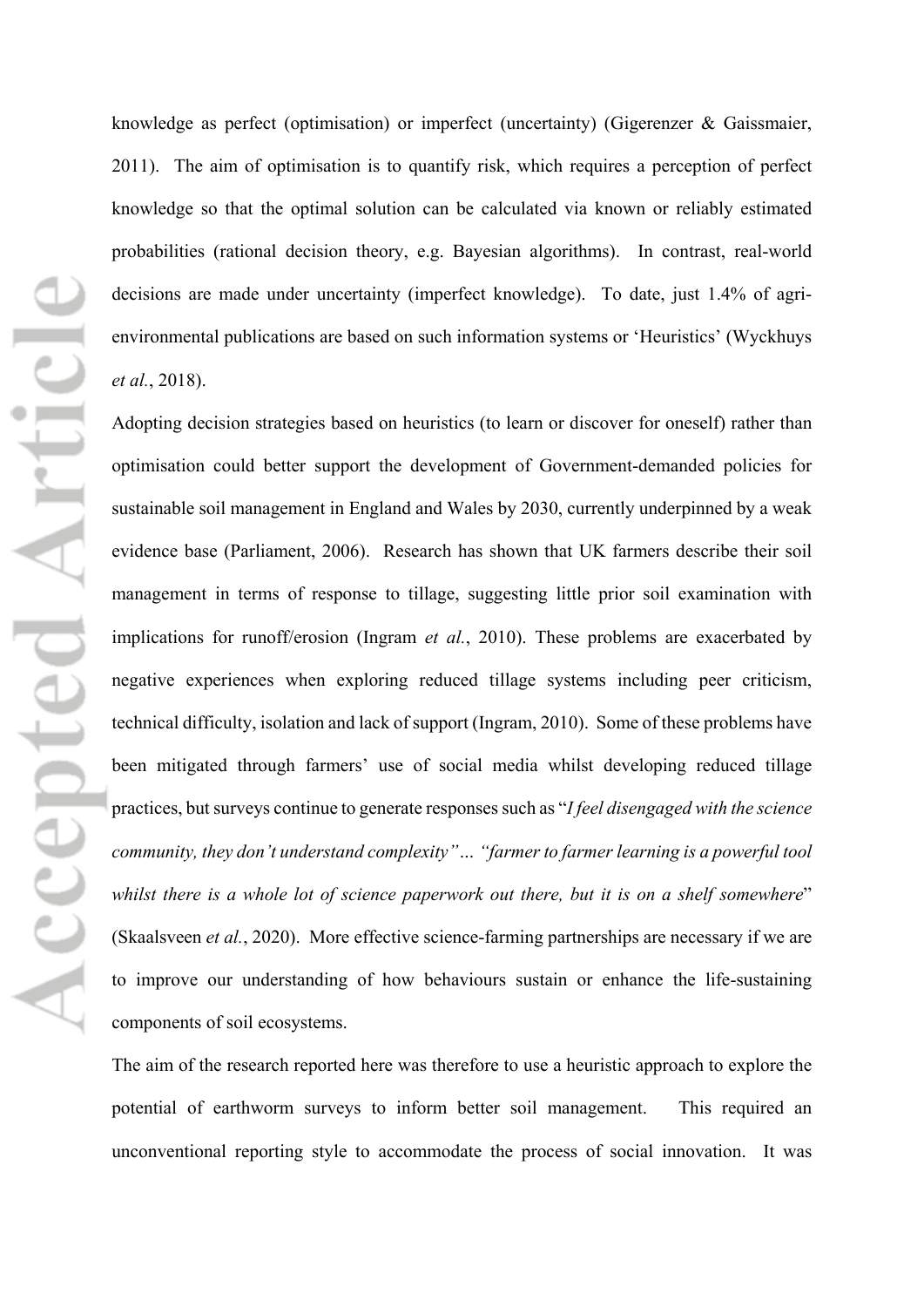knowledge as perfect (optimisation) or imperfect (uncertainty) (Gigerenzer & Gaissmaier, 2011). The aim of optimisation is to quantify risk, which requires a perception of perfect knowledge so that the optimal solution can be calculated via known or reliably estimated probabilities (rational decision theory, e.g. Bayesian algorithms). In contrast, real-world decisions are made under uncertainty (imperfect knowledge). To date, just 1.4% of agri-environmental publications are based on such information systems or 'Heuristics' (Wyckhuys *et al.*, 2018).

Adopting decision strategies based on heuristics (to learn or discover for oneself) rather than optimisation could better support the development of Government-demanded policies for sustainable soil management in England and Wales by 2030, currently underpinned by a weak evidence base (Parliament, 2006). Research has shown that UK farmers describe their soil management in terms of response to tillage, suggesting little prior soil examination with implications for runoff/erosion (Ingram *et al.*, 2010). These problems are exacerbated by negative experiences when exploring reduced tillage systems including peer criticism, technical difficulty, isolation and lack of support (Ingram, 2010). Some of these problems have been mitigated through farmers' use of social media whilst developing reduced tillage practices, but surveys continue to generate responses such as "*I feel disengaged with the science community, they don't understand complexity" … "farmer to farmer learning is a powerful tool whilst there is a whole lot of science paperwork out there, but it is on a shelf somewhere*" (Skaalsveen *et al.*, 2020). More effective science-farming partnerships are necessary if we are to improve our understanding of how behaviours sustain or enhance the life-sustaining components of soil ecosystems.

The aim of the research reported here was therefore to use a heuristic approach to explore the potential of earthworm surveys to inform better soil management. This required an unconventional reporting style to accommodate the process of social innovation. It was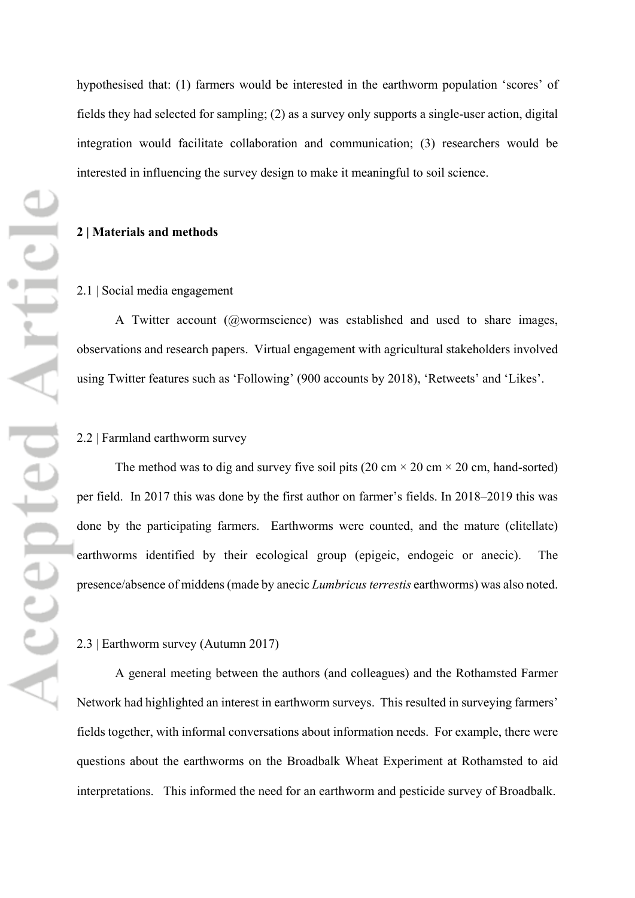hypothesised that: (1) farmers would be interested in the earthworm population 'scores' of fields they had selected for sampling; (2) as a survey only supports a single-user action, digital integration would facilitate collaboration and communication; (3) researchers would be interested in influencing the survey design to make it meaningful to soil science.

## 2 | Materials and methods

### 2.1 | Social media engagement

A Twitter account (@wormscience) was established and used to share images, observations and research papers. Virtual engagement with agricultural stakeholders involved using Twitter features such as 'Following' (900 accounts by 2018), 'Retweets' and 'Likes'.

### 2.2 | Farmland earthworm survey

The method was to dig and survey five soil pits (20 cm × 20 cm × 20 cm, hand-sorted) per field. In 2017 this was done by the first author on farmer's fields. In 2018–2019 this was done by the participating farmers. Earthworms were counted, and the mature (clitellate) earthworms identified by their ecological group (epigeic, endogeic or anecic). The presence/absence of middens (made by anecic *Lumbricus terrestis* earthworms) was also noted.

### 2.3 | Earthworm survey (Autumn 2017)

A general meeting between the authors (and colleagues) and the Rothamsted Farmer Network had highlighted an interest in earthworm surveys. This resulted in surveying farmers' fields together, with informal conversations about information needs. For example, there were questions about the earthworms on the Broadbalk Wheat Experiment at Rothamsted to aid interpretations. This informed the need for an earthworm and pesticide survey of Broadbalk.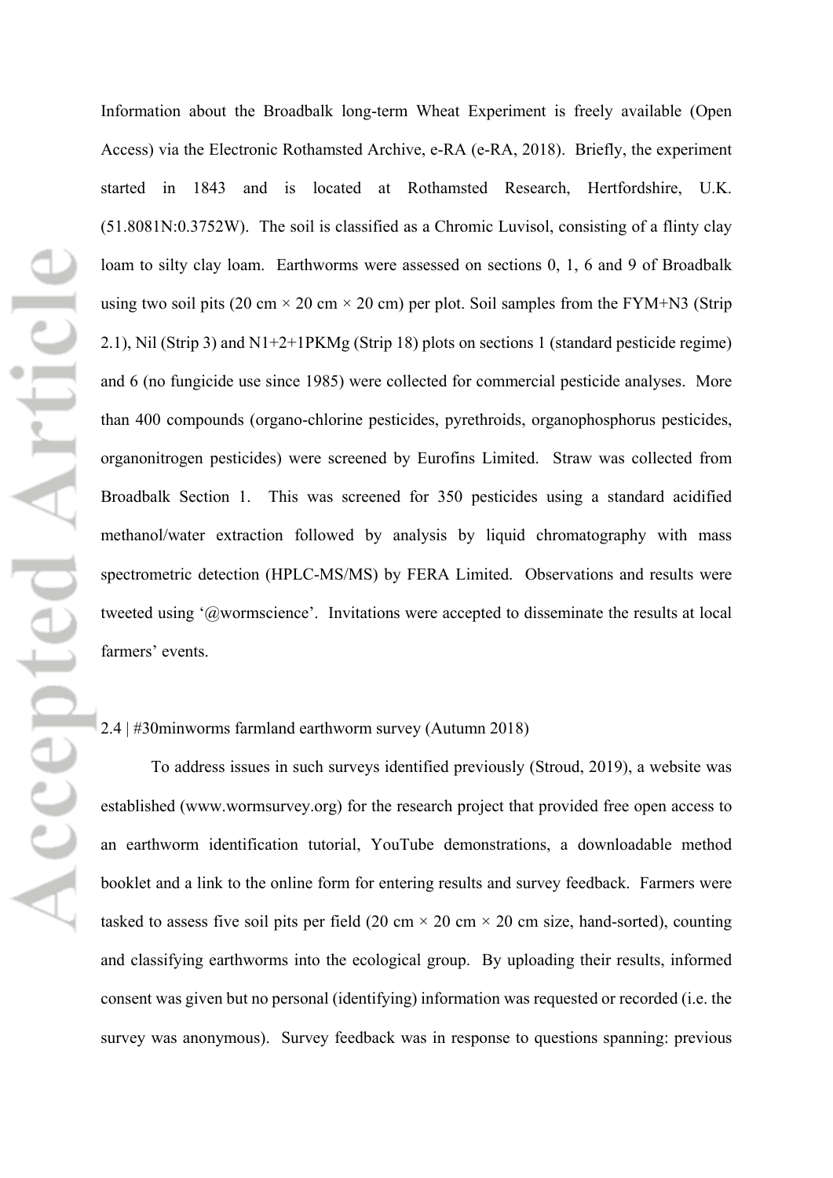Information about the Broadbalk long-term Wheat Experiment is freely available (Open Access) via the Electronic Rothamsted Archive, e-RA (e-RA, 2018). Briefly, the experiment started in 1843 and is located at Rothamsted Research, Hertfordshire, U.K. (51.8081N:0.3752W). The soil is classified as a Chromic Luvisol, consisting of a flinty clay loam to silty clay loam. Earthworms were assessed on sections 0, 1, 6 and 9 of Broadbalk using two soil pits (20 cm × 20 cm × 20 cm) per plot. Soil samples from the FYM+N3 (Strip 2.1), Nil (Strip 3) and N1+2+1PKMg (Strip 18) plots on sections 1 (standard pesticide regime) and 6 (no fungicide use since 1985) were collected for commercial pesticide analyses. More than 400 compounds (organo-chlorine pesticides, pyrethroids, organophosphorus pesticides, organonitrogen pesticides) were screened by Eurofins Limited. Straw was collected from Broadbalk Section 1. This was screened for 350 pesticides using a standard acidified methanol/water extraction followed by analysis by liquid chromatography with mass spectrometric detection (HPLC-MS/MS) by FERA Limited. Observations and results were tweeted using '@wormscience'. Invitations were accepted to disseminate the results at local farmers' events.

## 2.4 | #30minworms farmland earthworm survey (Autumn 2018)

To address issues in such surveys identified previously (Stroud, 2019), a website was established (www.wormsurvey.org) for the research project that provided free open access to an earthworm identification tutorial, YouTube demonstrations, a downloadable method booklet and a link to the online form for entering results and survey feedback. Farmers were tasked to assess five soil pits per field (20 cm × 20 cm × 20 cm size, hand-sorted), counting and classifying earthworms into the ecological group. By uploading their results, informed consent was given but no personal (identifying) information was requested or recorded (i.e. the survey was anonymous). Survey feedback was in response to questions spanning: previous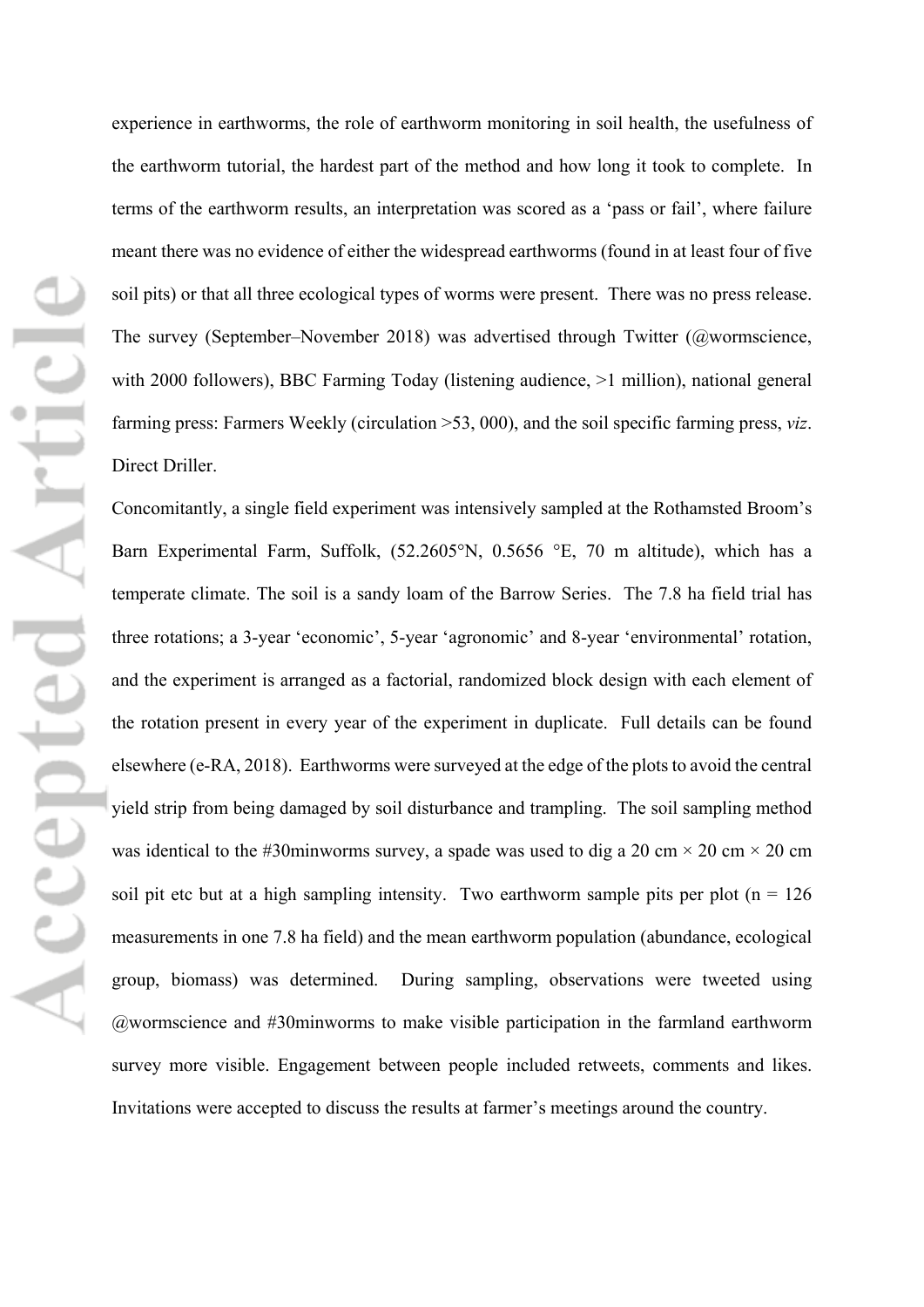experience in earthworms, the role of earthworm monitoring in soil health, the usefulness of the earthworm tutorial, the hardest part of the method and how long it took to complete. In terms of the earthworm results, an interpretation was scored as a 'pass or fail', where failure meant there was no evidence of either the widespread earthworms (found in at least four of five soil pits) or that all three ecological types of worms were present. There was no press release. The survey (September–November 2018) was advertised through Twitter (@wormscience, with 2000 followers), BBC Farming Today (listening audience, >1 million), national general farming press: Farmers Weekly (circulation >53, 000), and the soil specific farming press, *viz*. Direct Driller.

Concomitantly, a single field experiment was intensively sampled at the Rothamsted Broom's Barn Experimental Farm, Suffolk, (52.2605°N, 0.5656 °E, 70 m altitude), which has a temperate climate. The soil is a sandy loam of the Barrow Series. The 7.8 ha field trial has three rotations; a 3-year 'economic', 5-year 'agronomic' and 8-year 'environmental' rotation, and the experiment is arranged as a factorial, randomized block design with each element of the rotation present in every year of the experiment in duplicate. Full details can be found elsewhere (e-RA, 2018). Earthworms were surveyed at the edge of the plots to avoid the central yield strip from being damaged by soil disturbance and trampling. The soil sampling method was identical to the #30minworms survey, a spade was used to dig a 20 cm × 20 cm × 20 cm soil pit etc but at a high sampling intensity. Two earthworm sample pits per plot (n = 126 measurements in one 7.8 ha field) and the mean earthworm population (abundance, ecological group, biomass) was determined. During sampling, observations were tweeted using @wormscience and #30minworms to make visible participation in the farmland earthworm survey more visible. Engagement between people included retweets, comments and likes. Invitations were accepted to discuss the results at farmer's meetings around the country.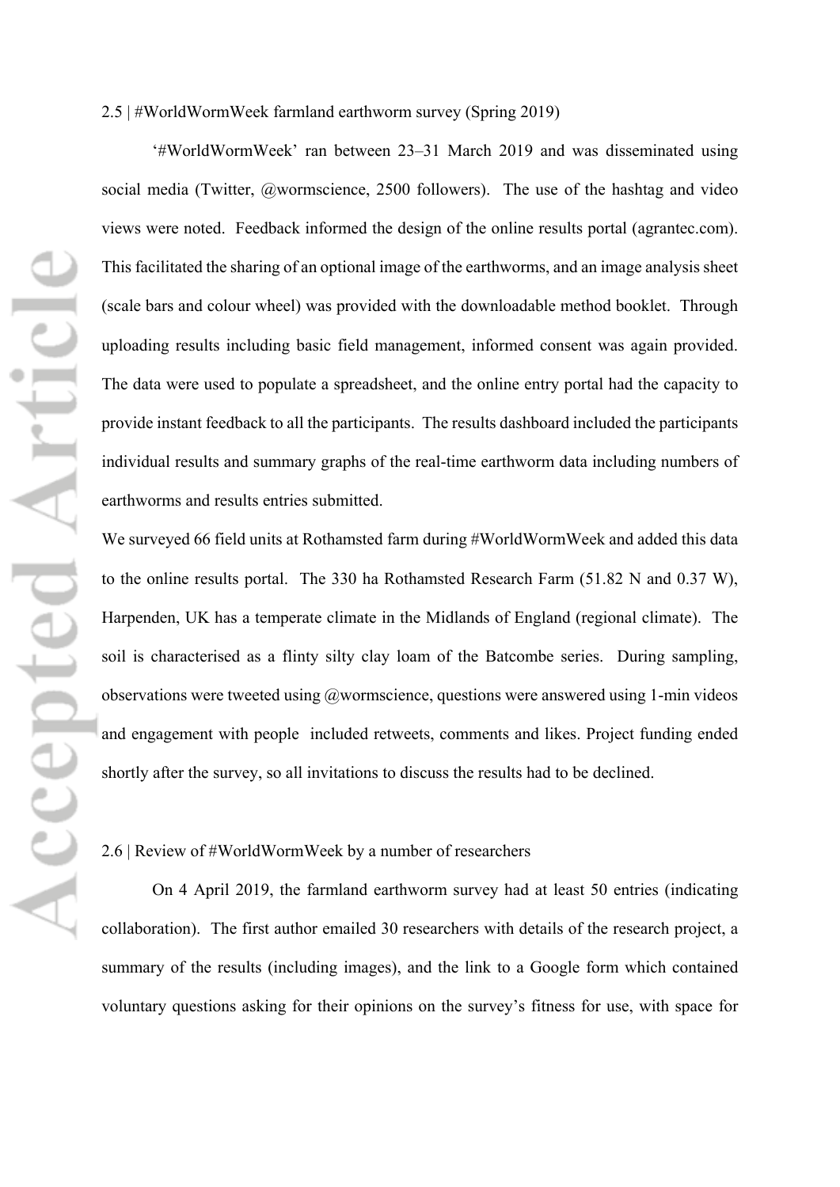### 2.5 | #WorldWormWeek farmland earthworm survey (Spring 2019)

'#WorldWormWeek' ran between 23–31 March 2019 and was disseminated using social media (Twitter, @wormscience, 2500 followers). The use of the hashtag and video views were noted. Feedback informed the design of the online results portal (agrantec.com). This facilitated the sharing of an optional image of the earthworms, and an image analysis sheet (scale bars and colour wheel) was provided with the downloadable method booklet. Through uploading results including basic field management, informed consent was again provided. The data were used to populate a spreadsheet, and the online entry portal had the capacity to provide instant feedback to all the participants. The results dashboard included the participants individual results and summary graphs of the real-time earthworm data including numbers of earthworms and results entries submitted.

We surveyed 66 field units at Rothamsted farm during #WorldWormWeek and added this data to the online results portal. The 330 ha Rothamsted Research Farm (51.82 N and 0.37 W), Harpenden, UK has a temperate climate in the Midlands of England (regional climate). The soil is characterised as a flinty silty clay loam of the Batcombe series. During sampling, observations were tweeted using @wormscience, questions were answered using 1-min videos and engagement with people included retweets, comments and likes. Project funding ended shortly after the survey, so all invitations to discuss the results had to be declined.

### 2.6 | Review of #WorldWormWeek by a number of researchers

On 4 April 2019, the farmland earthworm survey had at least 50 entries (indicating collaboration). The first author emailed 30 researchers with details of the research project, a summary of the results (including images), and the link to a Google form which contained voluntary questions asking for their opinions on the survey's fitness for use, with space for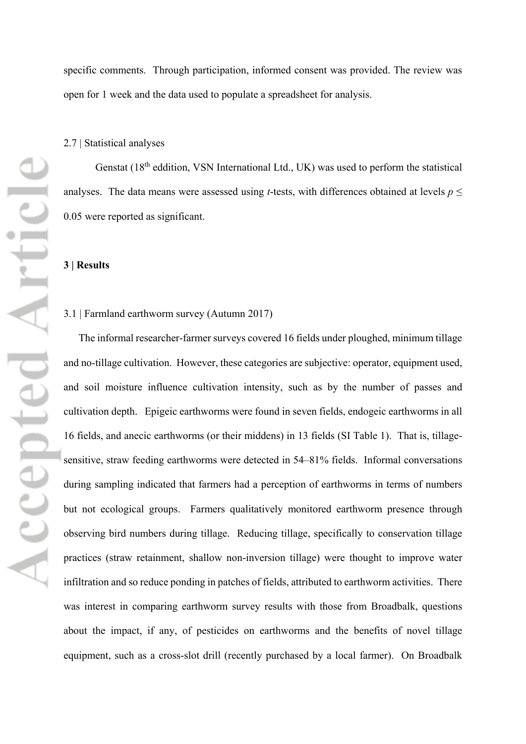specific comments. Through participation, informed consent was provided. The review was open for 1 week and the data used to populate a spreadsheet for analysis.

### 2.7 | Statistical analyses

Genstat (18th eddition, VSN International Ltd., UK) was used to perform the statistical analyses. The data means were assessed using *t*-tests, with differences obtained at levels $p \leq 0.05$ were reported as significant.

## 3 | Results

### 3.1 | Farmland earthworm survey (Autumn 2017)

The informal researcher-farmer surveys covered 16 fields under ploughed, minimum tillage and no-tillage cultivation. However, these categories are subjective: operator, equipment used, and soil moisture influence cultivation intensity, such as by the number of passes and cultivation depth. Epigeic earthworms were found in seven fields, endogeic earthworms in all 16 fields, and anecic earthworms (or their middens) in 13 fields (SI Table 1). That is, tillage-sensitive, straw feeding earthworms were detected in 54–81% fields. Informal conversations during sampling indicated that farmers had a perception of earthworms in terms of numbers but not ecological groups. Farmers qualitatively monitored earthworm presence through observing bird numbers during tillage. Reducing tillage, specifically to conservation tillage practices (straw retainment, shallow non-inversion tillage) were thought to improve water infiltration and so reduce ponding in patches of fields, attributed to earthworm activities. There was interest in comparing earthworm survey results with those from Broadbalk, questions about the impact, if any, of pesticides on earthworms and the benefits of novel tillage equipment, such as a cross-slot drill (recently purchased by a local farmer). On Broadbalk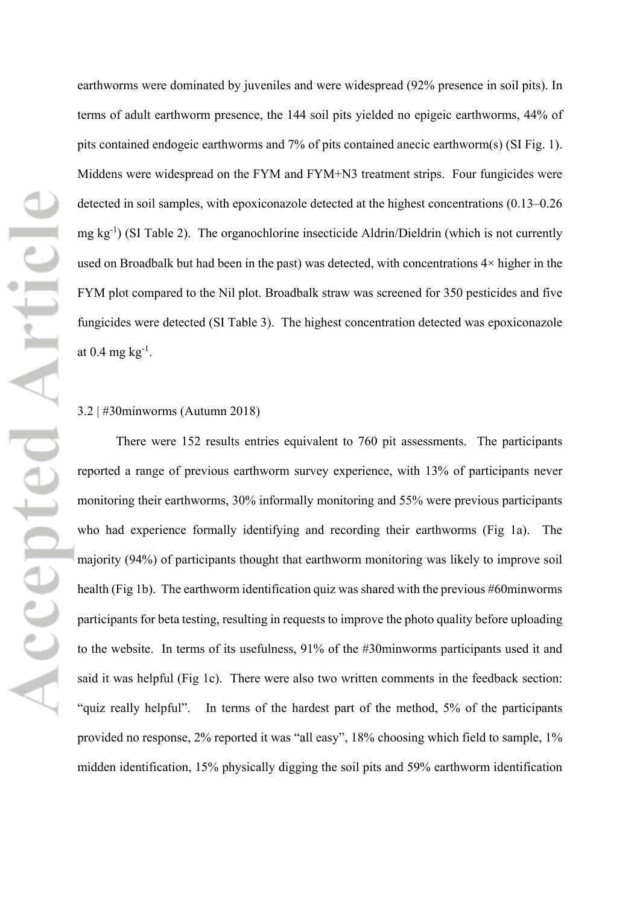earthworms were dominated by juveniles and were widespread (92% presence in soil pits). In terms of adult earthworm presence, the 144 soil pits yielded no epigeic earthworms, 44% of pits contained endogeic earthworms and 7% of pits contained anecic earthworm(s) (SI Fig. 1). Middens were widespread on the FYM and FYM+N3 treatment strips. Four fungicides were detected in soil samples, with epoxiconazole detected at the highest concentrations (0.13–0.26 mg $kg^{-1}$) (SI Table 2). The organochlorine insecticide Aldrin/Dieldrin (which is not currently used on Broadbalk but had been in the past) was detected, with concentrations 4× higher in the FYM plot compared to the Nil plot. Broadbalk straw was screened for 350 pesticides and five fungicides were detected (SI Table 3). The highest concentration detected was epoxiconazole at 0.4 mg $kg^{-1}$.

### 3.2 | #30minworms (Autumn 2018)

There were 152 results entries equivalent to 760 pit assessments. The participants reported a range of previous earthworm survey experience, with 13% of participants never monitoring their earthworms, 30% informally monitoring and 55% were previous participants who had experience formally identifying and recording their earthworms (Fig 1a). The majority (94%) of participants thought that earthworm monitoring was likely to improve soil health (Fig 1b). The earthworm identification quiz was shared with the previous #60minworms participants for beta testing, resulting in requests to improve the photo quality before uploading to the website. In terms of its usefulness, 91% of the #30minworms participants used it and said it was helpful (Fig 1c). There were also two written comments in the feedback section: "quiz really helpful". In terms of the hardest part of the method, 5% of the participants provided no response, 2% reported it was "all easy", 18% choosing which field to sample, 1% midden identification, 15% physically digging the soil pits and 59% earthworm identification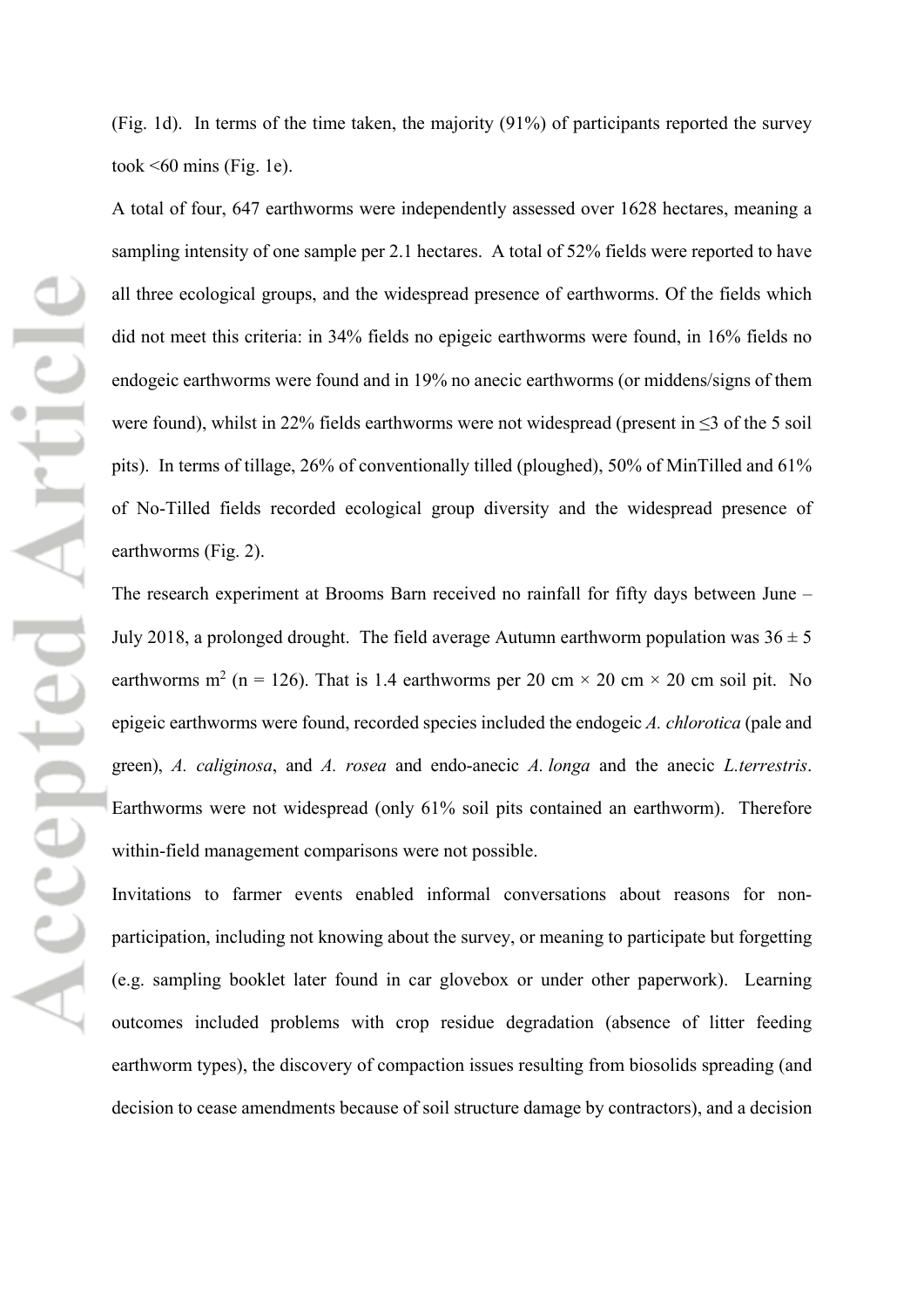(Fig. 1d). In terms of the time taken, the majority (91%) of participants reported the survey took <60 mins (Fig. 1e).

A total of four, 647 earthworms were independently assessed over 1628 hectares, meaning a sampling intensity of one sample per 2.1 hectares. A total of 52% fields were reported to have all three ecological groups, and the widespread presence of earthworms. Of the fields which did not meet this criteria: in 34% fields no epigeic earthworms were found, in 16% fields no endogeic earthworms were found and in 19% no anecic earthworms (or middens/signs of them were found), whilst in 22% fields earthworms were not widespread (present in ≤3 of the 5 soil pits). In terms of tillage, 26% of conventionally tilled (ploughed), 50% of MinTilled and 61% of No-Tilled fields recorded ecological group diversity and the widespread presence of earthworms (Fig. 2).

The research experiment at Brooms Barn received no rainfall for fifty days between June – July 2018, a prolonged drought. The field average Autumn earthworm population was $36 \pm 5$ earthworms $m^2$ (n = 126). That is 1.4 earthworms per 20 cm × 20 cm × 20 cm soil pit. No epigeic earthworms were found, recorded species included the endogeic *A. chlorotica* (pale and green), *A. caliginosa*, and *A. rosea* and endo-anecic *A. longa* and the anecic *L.terrestris*. Earthworms were not widespread (only 61% soil pits contained an earthworm). Therefore within-field management comparisons were not possible.

Invitations to farmer events enabled informal conversations about reasons for non-participation, including not knowing about the survey, or meaning to participate but forgetting (e.g. sampling booklet later found in car glovebox or under other paperwork). Learning outcomes included problems with crop residue degradation (absence of litter feeding earthworm types), the discovery of compaction issues resulting from biosolids spreading (and decision to cease amendments because of soil structure damage by contractors), and a decision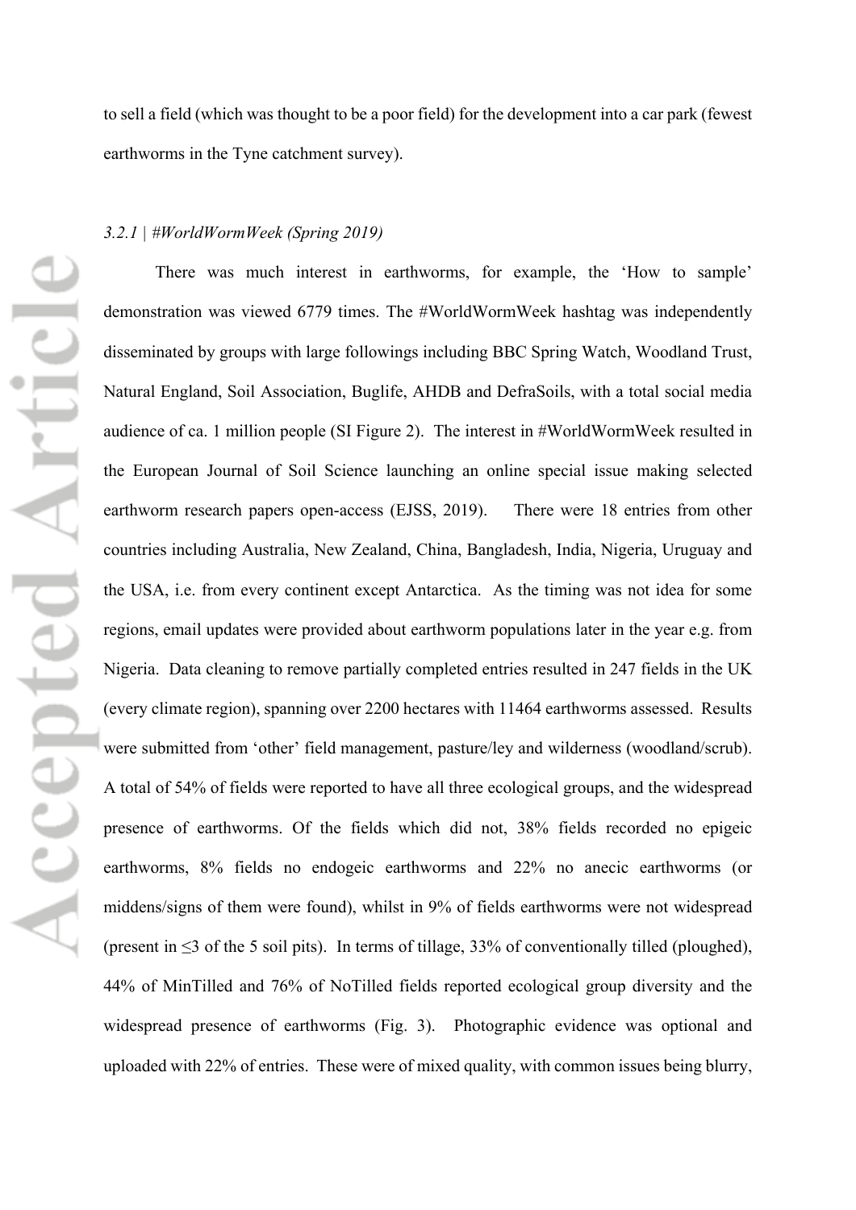to sell a field (which was thought to be a poor field) for the development into a car park (fewest earthworms in the Tyne catchment survey).

### *3.2.1 | #WorldWormWeek (Spring 2019)*

There was much interest in earthworms, for example, the 'How to sample' demonstration was viewed 6779 times. The #WorldWormWeek hashtag was independently disseminated by groups with large followings including BBC Spring Watch, Woodland Trust, Natural England, Soil Association, Buglife, AHDB and DefraSoils, with a total social media audience of ca. 1 million people (SI Figure 2). The interest in #WorldWormWeek resulted in the European Journal of Soil Science launching an online special issue making selected earthworm research papers open-access (EJSS, 2019). There were 18 entries from other countries including Australia, New Zealand, China, Bangladesh, India, Nigeria, Uruguay and the USA, i.e. from every continent except Antarctica. As the timing was not idea for some regions, email updates were provided about earthworm populations later in the year e.g. from Nigeria. Data cleaning to remove partially completed entries resulted in 247 fields in the UK (every climate region), spanning over 2200 hectares with 11464 earthworms assessed. Results were submitted from 'other' field management, pasture/ley and wilderness (woodland/scrub). A total of 54% of fields were reported to have all three ecological groups, and the widespread presence of earthworms. Of the fields which did not, 38% fields recorded no epigeic earthworms, 8% fields no endogeic earthworms and 22% no anecic earthworms (or middens/signs of them were found), whilst in 9% of fields earthworms were not widespread (present in ≤3 of the 5 soil pits). In terms of tillage, 33% of conventionally tilled (ploughed), 44% of MinTilled and 76% of NoTilled fields reported ecological group diversity and the widespread presence of earthworms (Fig. 3). Photographic evidence was optional and uploaded with 22% of entries. These were of mixed quality, with common issues being blurry,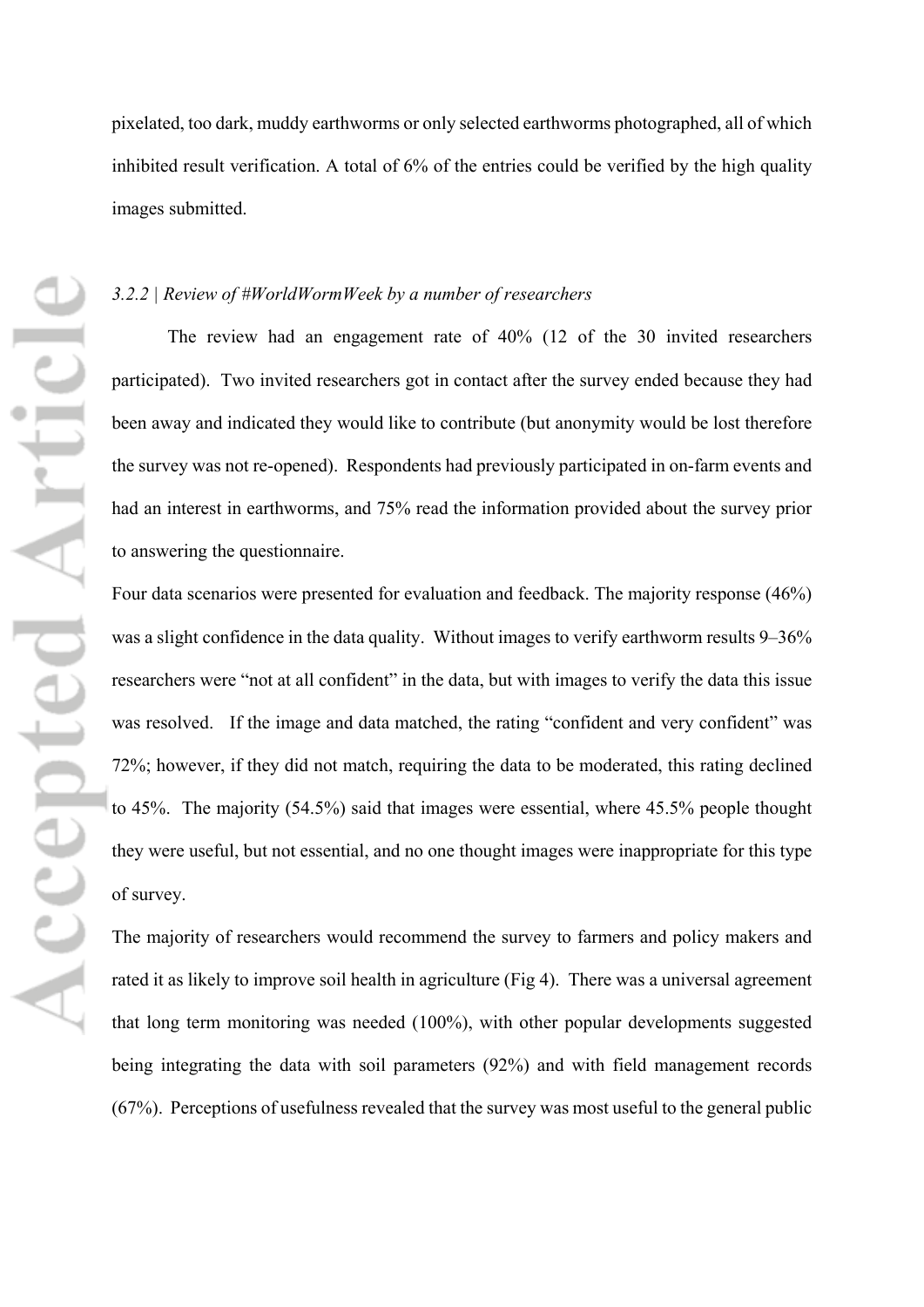pixelated, too dark, muddy earthworms or only selected earthworms photographed, all of which inhibited result verification. A total of 6% of the entries could be verified by the high quality images submitted.

### *3.2.2 | Review of #WorldWormWeek by a number of researchers*

The review had an engagement rate of 40% (12 of the 30 invited researchers participated). Two invited researchers got in contact after the survey ended because they had been away and indicated they would like to contribute (but anonymity would be lost therefore the survey was not re-opened). Respondents had previously participated in on-farm events and had an interest in earthworms, and 75% read the information provided about the survey prior to answering the questionnaire.

Four data scenarios were presented for evaluation and feedback. The majority response (46%) was a slight confidence in the data quality. Without images to verify earthworm results 9–36% researchers were "not at all confident" in the data, but with images to verify the data this issue was resolved. If the image and data matched, the rating "confident and very confident" was 72%; however, if they did not match, requiring the data to be moderated, this rating declined to 45%. The majority (54.5%) said that images were essential, where 45.5% people thought they were useful, but not essential, and no one thought images were inappropriate for this type of survey.

The majority of researchers would recommend the survey to farmers and policy makers and rated it as likely to improve soil health in agriculture (Fig 4). There was a universal agreement that long term monitoring was needed (100%), with other popular developments suggested being integrating the data with soil parameters (92%) and with field management records (67%). Perceptions of usefulness revealed that the survey was most useful to the general public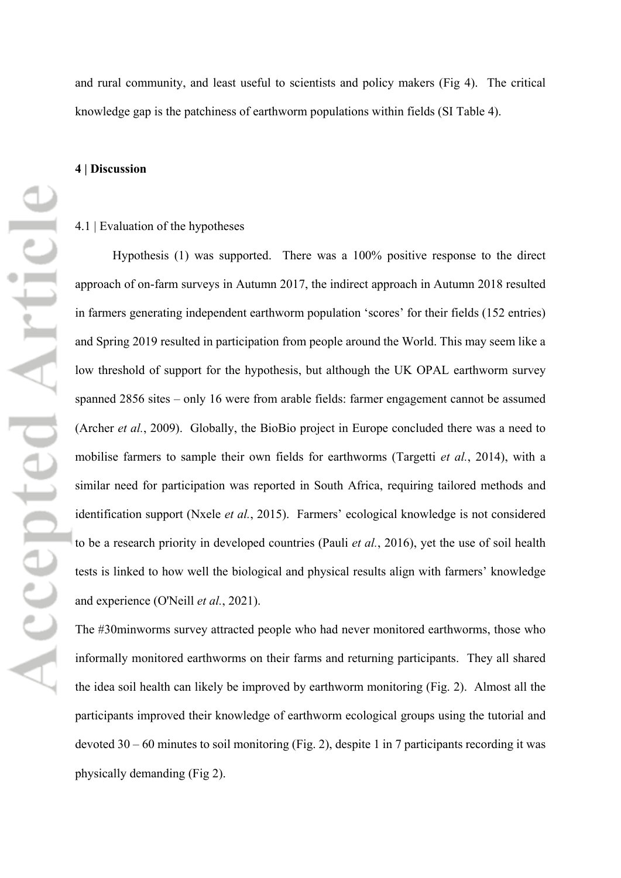and rural community, and least useful to scientists and policy makers (Fig 4). The critical knowledge gap is the patchiness of earthworm populations within fields (SI Table 4).

## 4 | Discussion

### 4.1 | Evaluation of the hypotheses

Hypothesis (1) was supported. There was a 100% positive response to the direct approach of on-farm surveys in Autumn 2017, the indirect approach in Autumn 2018 resulted in farmers generating independent earthworm population 'scores' for their fields (152 entries) and Spring 2019 resulted in participation from people around the World. This may seem like a low threshold of support for the hypothesis, but although the UK OPAL earthworm survey spanned 2856 sites – only 16 were from arable fields: farmer engagement cannot be assumed (Archer *et al.*, 2009). Globally, the BioBio project in Europe concluded there was a need to mobilise farmers to sample their own fields for earthworms (Targetti *et al.*, 2014), with a similar need for participation was reported in South Africa, requiring tailored methods and identification support (Nxele *et al.*, 2015). Farmers' ecological knowledge is not considered to be a research priority in developed countries (Pauli *et al.*, 2016), yet the use of soil health tests is linked to how well the biological and physical results align with farmers' knowledge and experience (O'Neill *et al.*, 2021).

The #30minworms survey attracted people who had never monitored earthworms, those who informally monitored earthworms on their farms and returning participants. They all shared the idea soil health can likely be improved by earthworm monitoring (Fig. 2). Almost all the participants improved their knowledge of earthworm ecological groups using the tutorial and devoted 30 – 60 minutes to soil monitoring (Fig. 2), despite 1 in 7 participants recording it was physically demanding (Fig 2).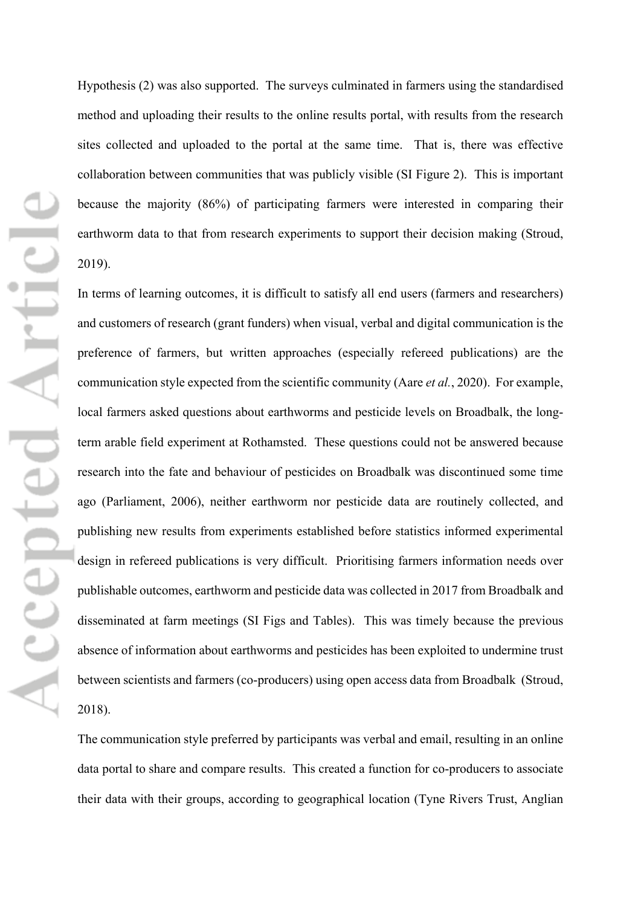Hypothesis (2) was also supported. The surveys culminated in farmers using the standardised method and uploading their results to the online results portal, with results from the research sites collected and uploaded to the portal at the same time. That is, there was effective collaboration between communities that was publicly visible (SI Figure 2). This is important because the majority (86%) of participating farmers were interested in comparing their earthworm data to that from research experiments to support their decision making (Stroud, 2019).

In terms of learning outcomes, it is difficult to satisfy all end users (farmers and researchers) and customers of research (grant funders) when visual, verbal and digital communication is the preference of farmers, but written approaches (especially refereed publications) are the communication style expected from the scientific community (Aare *et al.*, 2020). For example, local farmers asked questions about earthworms and pesticide levels on Broadbalk, the long-term arable field experiment at Rothamsted. These questions could not be answered because research into the fate and behaviour of pesticides on Broadbalk was discontinued some time ago (Parliament, 2006), neither earthworm nor pesticide data are routinely collected, and publishing new results from experiments established before statistics informed experimental design in refereed publications is very difficult. Prioritising farmers information needs over publishable outcomes, earthworm and pesticide data was collected in 2017 from Broadbalk and disseminated at farm meetings (SI Figs and Tables). This was timely because the previous absence of information about earthworms and pesticides has been exploited to undermine trust between scientists and farmers (co-producers) using open access data from Broadbalk (Stroud, 2018).

The communication style preferred by participants was verbal and email, resulting in an online data portal to share and compare results. This created a function for co-producers to associate their data with their groups, according to geographical location (Tyne Rivers Trust, Anglian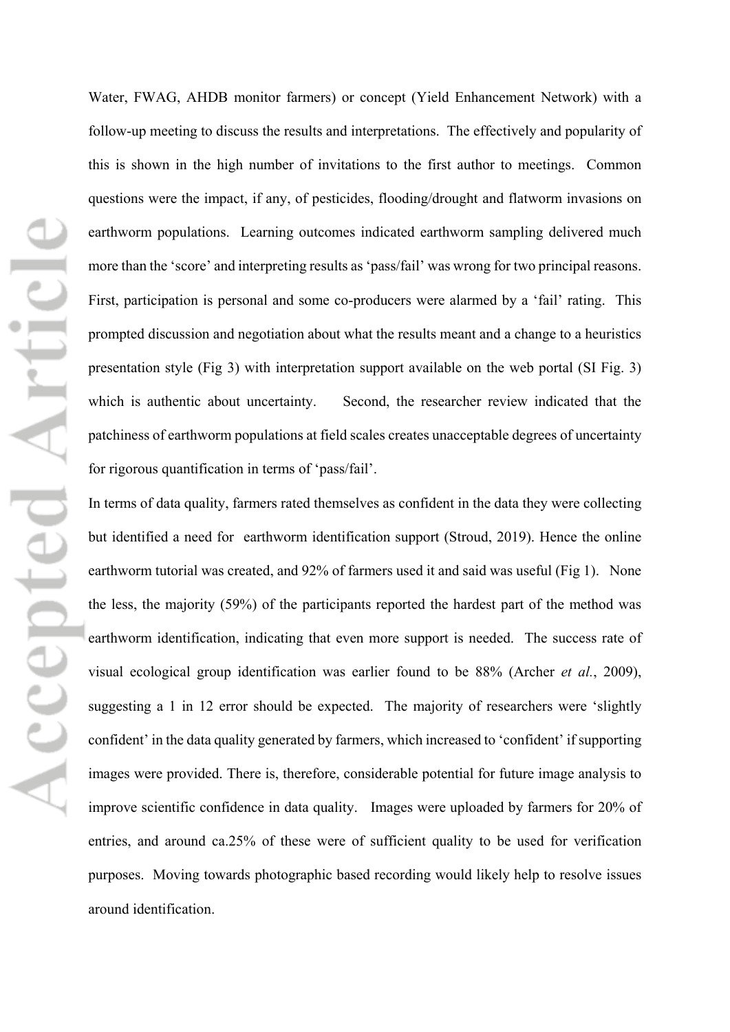Water, FWAG, AHDB monitor farmers) or concept (Yield Enhancement Network) with a follow-up meeting to discuss the results and interpretations. The effectively and popularity of this is shown in the high number of invitations to the first author to meetings. Common questions were the impact, if any, of pesticides, flooding/drought and flatworm invasions on earthworm populations. Learning outcomes indicated earthworm sampling delivered much more than the 'score' and interpreting results as 'pass/fail' was wrong for two principal reasons. First, participation is personal and some co-producers were alarmed by a 'fail' rating. This prompted discussion and negotiation about what the results meant and a change to a heuristics presentation style (Fig 3) with interpretation support available on the web portal (SI Fig. 3) which is authentic about uncertainty. Second, the researcher review indicated that the patchiness of earthworm populations at field scales creates unacceptable degrees of uncertainty for rigorous quantification in terms of 'pass/fail'.

In terms of data quality, farmers rated themselves as confident in the data they were collecting but identified a need for earthworm identification support (Stroud, 2019). Hence the online earthworm tutorial was created, and 92% of farmers used it and said was useful (Fig 1). None the less, the majority (59%) of the participants reported the hardest part of the method was earthworm identification, indicating that even more support is needed. The success rate of visual ecological group identification was earlier found to be 88% (Archer *et al.*, 2009), suggesting a 1 in 12 error should be expected. The majority of researchers were 'slightly confident' in the data quality generated by farmers, which increased to 'confident' if supporting images were provided. There is, therefore, considerable potential for future image analysis to improve scientific confidence in data quality. Images were uploaded by farmers for 20% of entries, and around ca.25% of these were of sufficient quality to be used for verification purposes. Moving towards photographic based recording would likely help to resolve issues around identification.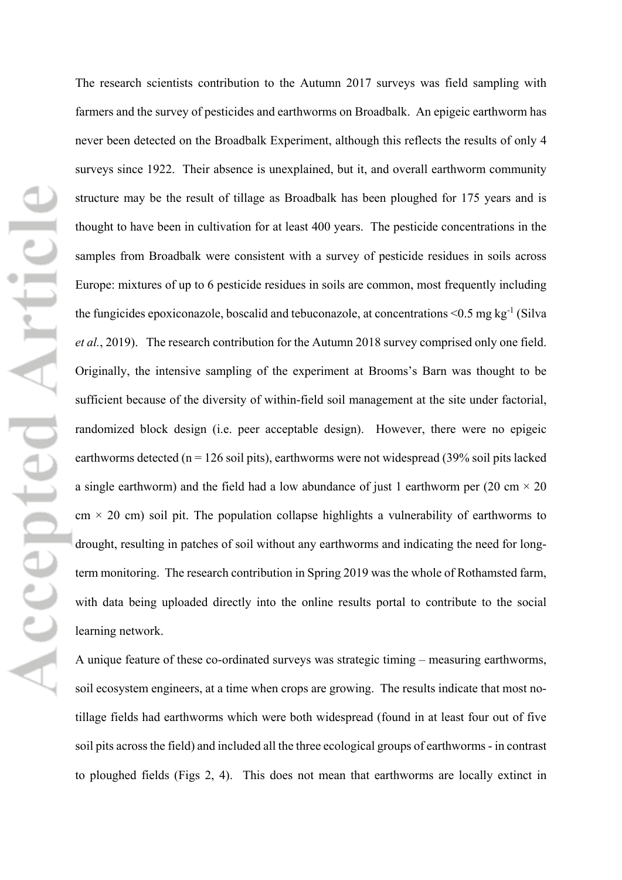The research scientists contribution to the Autumn 2017 surveys was field sampling with farmers and the survey of pesticides and earthworms on Broadbalk. An epigeic earthworm has never been detected on the Broadbalk Experiment, although this reflects the results of only 4 surveys since 1922. Their absence is unexplained, but it, and overall earthworm community structure may be the result of tillage as Broadbalk has been ploughed for 175 years and is thought to have been in cultivation for at least 400 years. The pesticide concentrations in the samples from Broadbalk were consistent with a survey of pesticide residues in soils across Europe: mixtures of up to 6 pesticide residues in soils are common, most frequently including the fungicides epoxiconazole, boscalid and tebuconazole, at concentrations <0.5 mg $kg^{-1}$ (Silva *et al.*, 2019). The research contribution for the Autumn 2018 survey comprised only one field. Originally, the intensive sampling of the experiment at Brooms's Barn was thought to be sufficient because of the diversity of within-field soil management at the site under factorial, randomized block design (i.e. peer acceptable design). However, there were no epigeic earthworms detected (n = 126 soil pits), earthworms were not widespread (39% soil pits lacked a single earthworm) and the field had a low abundance of just 1 earthworm per (20 cm × 20 cm × 20 cm) soil pit. The population collapse highlights a vulnerability of earthworms to drought, resulting in patches of soil without any earthworms and indicating the need for long-term monitoring. The research contribution in Spring 2019 was the whole of Rothamsted farm, with data being uploaded directly into the online results portal to contribute to the social learning network.

A unique feature of these co-ordinated surveys was strategic timing – measuring earthworms, soil ecosystem engineers, at a time when crops are growing. The results indicate that most no-tillage fields had earthworms which were both widespread (found in at least four out of five soil pits across the field) and included all the three ecological groups of earthworms - in contrast to ploughed fields (Figs 2, 4). This does not mean that earthworms are locally extinct in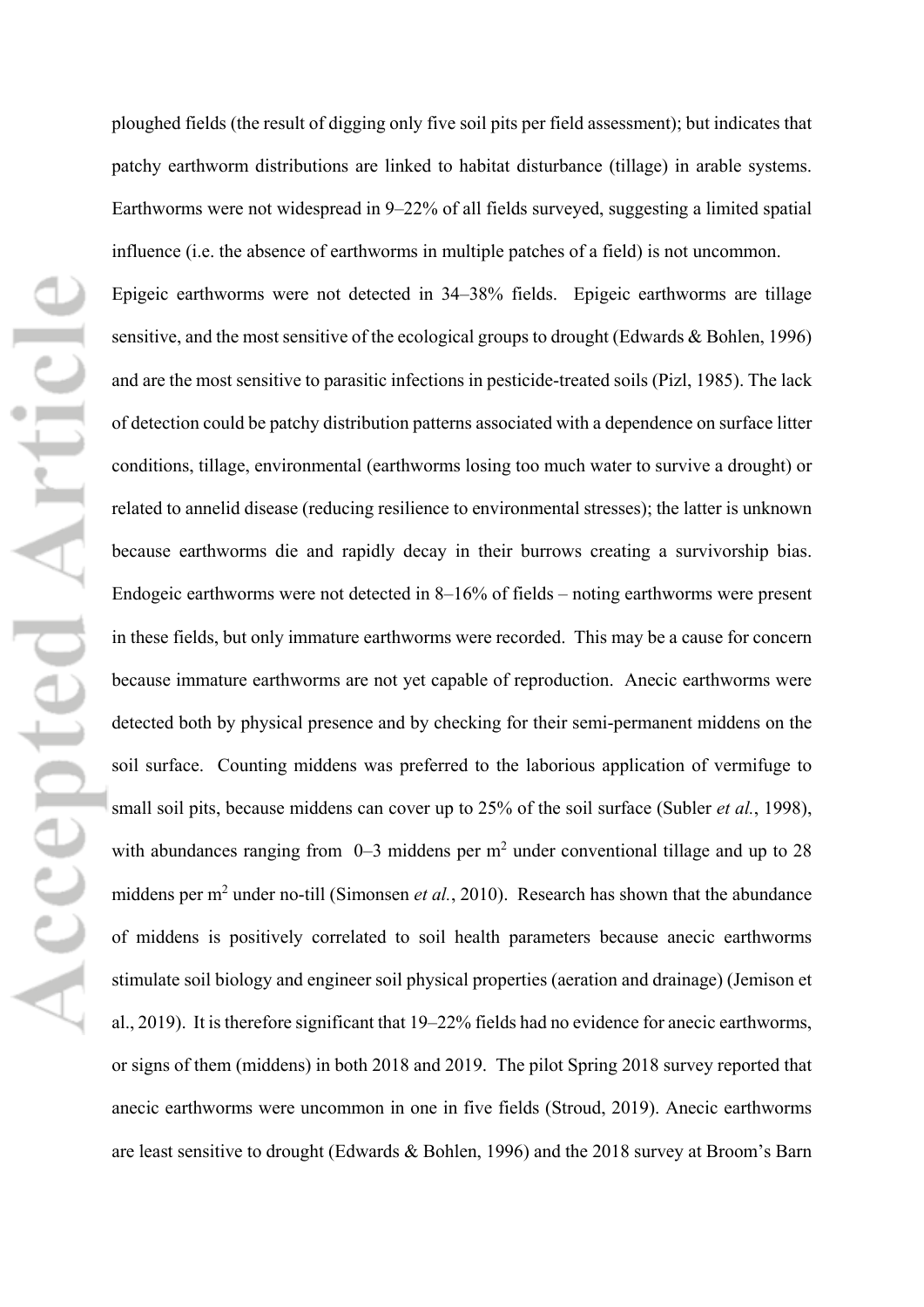ploughed fields (the result of digging only five soil pits per field assessment); but indicates that patchy earthworm distributions are linked to habitat disturbance (tillage) in arable systems. Earthworms were not widespread in 9–22% of all fields surveyed, suggesting a limited spatial influence (i.e. the absence of earthworms in multiple patches of a field) is not uncommon.

Epigeic earthworms were not detected in 34–38% fields. Epigeic earthworms are tillage sensitive, and the most sensitive of the ecological groups to drought (Edwards & Bohlen, 1996) and are the most sensitive to parasitic infections in pesticide-treated soils (Pizl, 1985). The lack of detection could be patchy distribution patterns associated with a dependence on surface litter conditions, tillage, environmental (earthworms losing too much water to survive a drought) or related to annelid disease (reducing resilience to environmental stresses); the latter is unknown because earthworms die and rapidly decay in their burrows creating a survivorship bias. Endogeic earthworms were not detected in 8–16% of fields – noting earthworms were present in these fields, but only immature earthworms were recorded. This may be a cause for concern because immature earthworms are not yet capable of reproduction. Anecic earthworms were detected both by physical presence and by checking for their semi-permanent middens on the soil surface. Counting middens was preferred to the laborious application of vermifuge to small soil pits, because middens can cover up to 25% of the soil surface (Subler *et al.*, 1998), with abundances ranging from 0–3 middens per m$^2$ under conventional tillage and up to 28 middens per m$^2$ under no-till (Simonsen *et al.*, 2010). Research has shown that the abundance of middens is positively correlated to soil health parameters because anecic earthworms stimulate soil biology and engineer soil physical properties (aeration and drainage) (Jemison et al., 2019). It is therefore significant that 19–22% fields had no evidence for anecic earthworms, or signs of them (middens) in both 2018 and 2019. The pilot Spring 2018 survey reported that anecic earthworms were uncommon in one in five fields (Stroud, 2019). Anecic earthworms are least sensitive to drought (Edwards & Bohlen, 1996) and the 2018 survey at Broom's Barn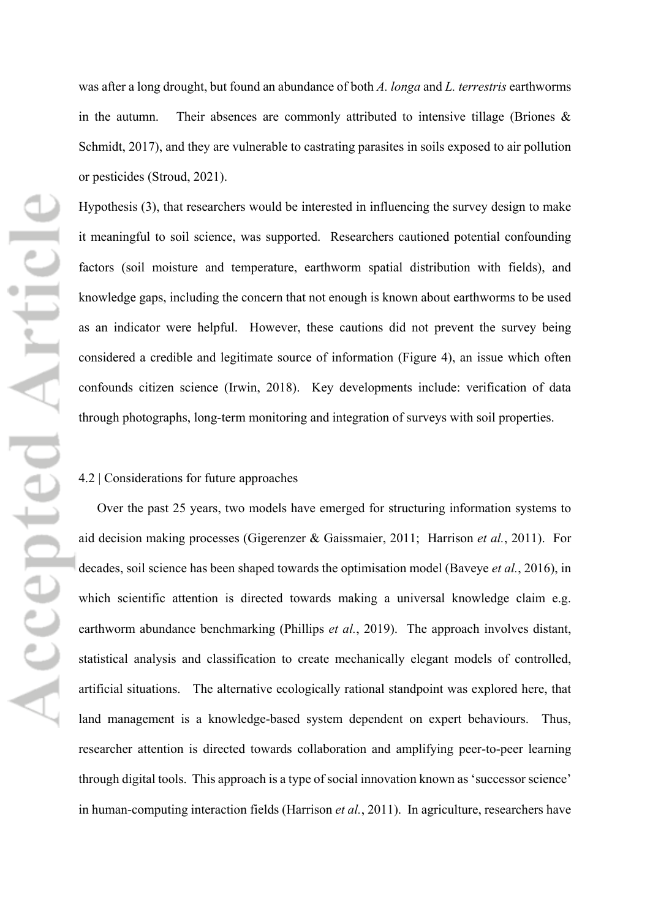was after a long drought, but found an abundance of both *A. longa* and *L. terrestris* earthworms in the autumn. Their absences are commonly attributed to intensive tillage (Briones & Schmidt, 2017), and they are vulnerable to castrating parasites in soils exposed to air pollution or pesticides (Stroud, 2021).

Hypothesis (3), that researchers would be interested in influencing the survey design to make it meaningful to soil science, was supported. Researchers cautioned potential confounding factors (soil moisture and temperature, earthworm spatial distribution with fields), and knowledge gaps, including the concern that not enough is known about earthworms to be used as an indicator were helpful. However, these cautions did not prevent the survey being considered a credible and legitimate source of information (Figure 4), an issue which often confounds citizen science (Irwin, 2018). Key developments include: verification of data through photographs, long-term monitoring and integration of surveys with soil properties.

### 4.2 | Considerations for future approaches

Over the past 25 years, two models have emerged for structuring information systems to aid decision making processes (Gigerenzer & Gaissmaier, 2011; Harrison *et al.*, 2011). For decades, soil science has been shaped towards the optimisation model (Baveye *et al.*, 2016), in which scientific attention is directed towards making a universal knowledge claim e.g. earthworm abundance benchmarking (Phillips *et al.*, 2019). The approach involves distant, statistical analysis and classification to create mechanically elegant models of controlled, artificial situations. The alternative ecologically rational standpoint was explored here, that land management is a knowledge-based system dependent on expert behaviours. Thus, researcher attention is directed towards collaboration and amplifying peer-to-peer learning through digital tools. This approach is a type of social innovation known as 'successor science' in human-computing interaction fields (Harrison *et al.*, 2011). In agriculture, researchers have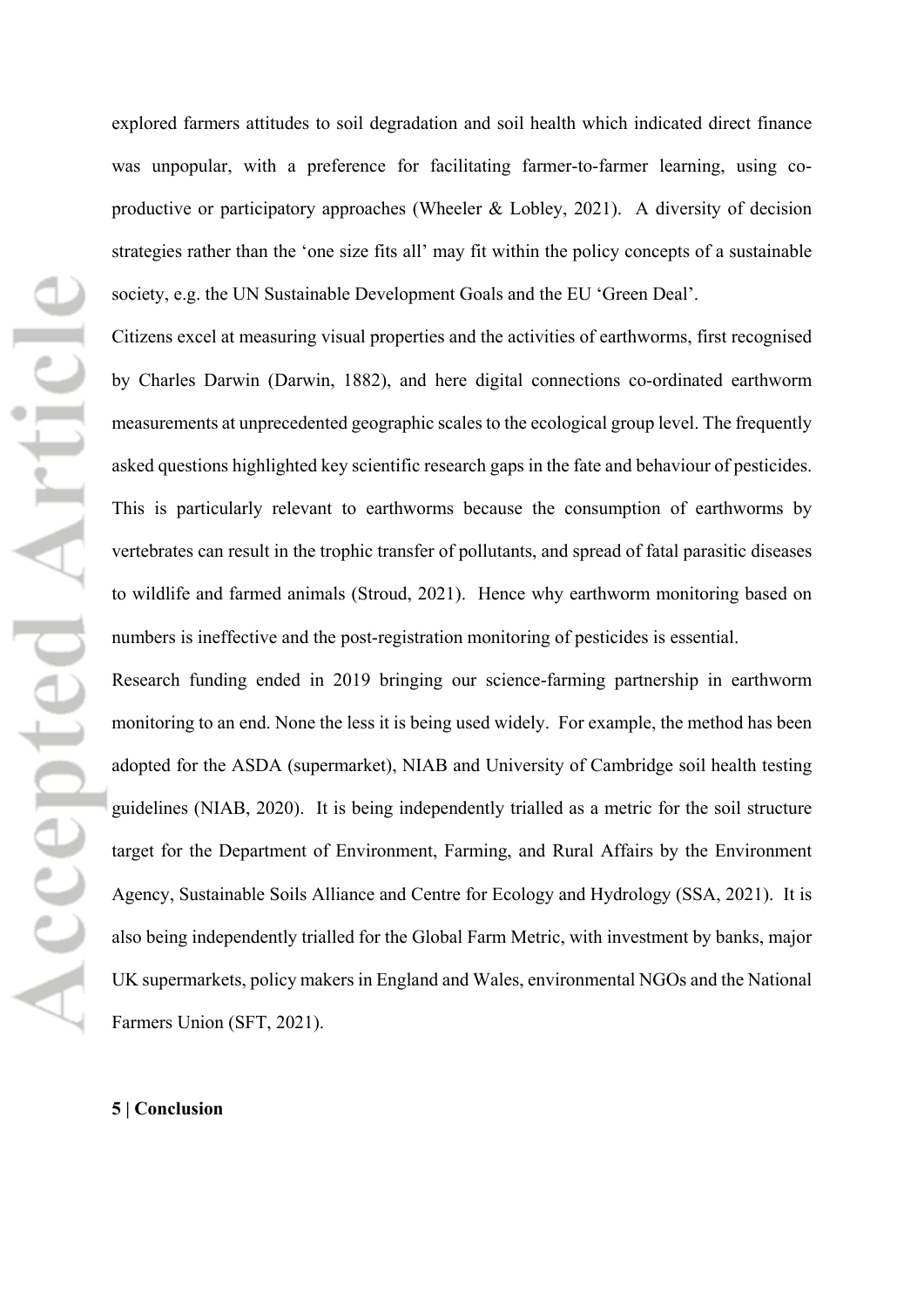explored farmers attitudes to soil degradation and soil health which indicated direct finance was unpopular, with a preference for facilitating farmer-to-farmer learning, using co-productive or participatory approaches (Wheeler & Lobley, 2021). A diversity of decision strategies rather than the 'one size fits all' may fit within the policy concepts of a sustainable society, e.g. the UN Sustainable Development Goals and the EU 'Green Deal'.

Citizens excel at measuring visual properties and the activities of earthworms, first recognised by Charles Darwin (Darwin, 1882), and here digital connections co-ordinated earthworm measurements at unprecedented geographic scales to the ecological group level. The frequently asked questions highlighted key scientific research gaps in the fate and behaviour of pesticides. This is particularly relevant to earthworms because the consumption of earthworms by vertebrates can result in the trophic transfer of pollutants, and spread of fatal parasitic diseases to wildlife and farmed animals (Stroud, 2021). Hence why earthworm monitoring based on numbers is ineffective and the post-registration monitoring of pesticides is essential.

Research funding ended in 2019 bringing our science-farming partnership in earthworm monitoring to an end. None the less it is being used widely. For example, the method has been adopted for the ASDA (supermarket), NIAB and University of Cambridge soil health testing guidelines (NIAB, 2020). It is being independently trialled as a metric for the soil structure target for the Department of Environment, Farming, and Rural Affairs by the Environment Agency, Sustainable Soils Alliance and Centre for Ecology and Hydrology (SSA, 2021). It is also being independently trialled for the Global Farm Metric, with investment by banks, major UK supermarkets, policy makers in England and Wales, environmental NGOs and the National Farmers Union (SFT, 2021).

## 5 | Conclusion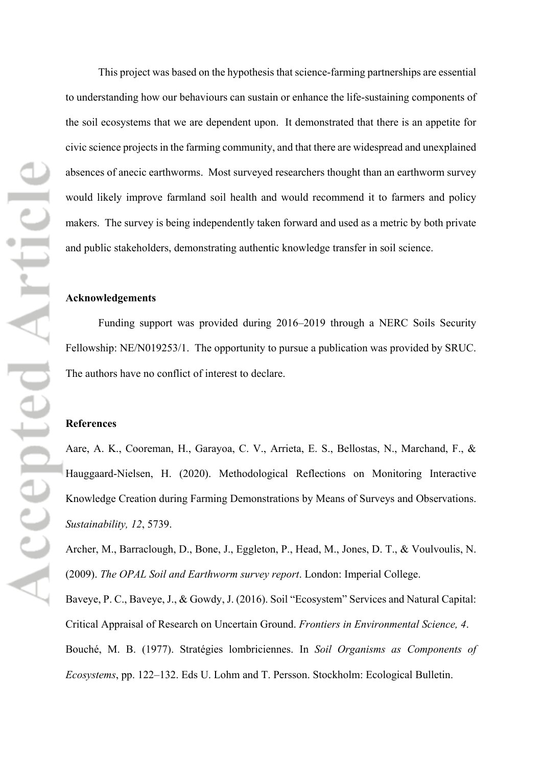This project was based on the hypothesis that science-farming partnerships are essential to understanding how our behaviours can sustain or enhance the life-sustaining components of the soil ecosystems that we are dependent upon. It demonstrated that there is an appetite for civic science projects in the farming community, and that there are widespread and unexplained absences of anecic earthworms. Most surveyed researchers thought than an earthworm survey would likely improve farmland soil health and would recommend it to farmers and policy makers. The survey is being independently taken forward and used as a metric by both private and public stakeholders, demonstrating authentic knowledge transfer in soil science.

## Acknowledgements

Funding support was provided during 2016–2019 through a NERC Soils Security Fellowship: NE/N019253/1. The opportunity to pursue a publication was provided by SRUC. The authors have no conflict of interest to declare.

## References

Aare, A. K., Cooreman, H., Garayoa, C. V., Arrieta, E. S., Bellostas, N., Marchand, F., & Hauggaard-Nielsen, H. (2020). Methodological Reflections on Monitoring Interactive Knowledge Creation during Farming Demonstrations by Means of Surveys and Observations. *Sustainability, 12*, 5739.

Archer, M., Barraclough, D., Bone, J., Eggleton, P., Head, M., Jones, D. T., & Voulvoulis, N. (2009). *The OPAL Soil and Earthworm survey report*. London: Imperial College.

Baveye, P. C., Baveye, J., & Gowdy, J. (2016). Soil "Ecosystem" Services and Natural Capital: Critical Appraisal of Research on Uncertain Ground. *Frontiers in Environmental Science, 4*.

Bouché, M. B. (1977). Stratégies lombriciennes. In *Soil Organisms as Components of Ecosystems*, pp. 122–132. Eds U. Lohm and T. Persson. Stockholm: Ecological Bulletin.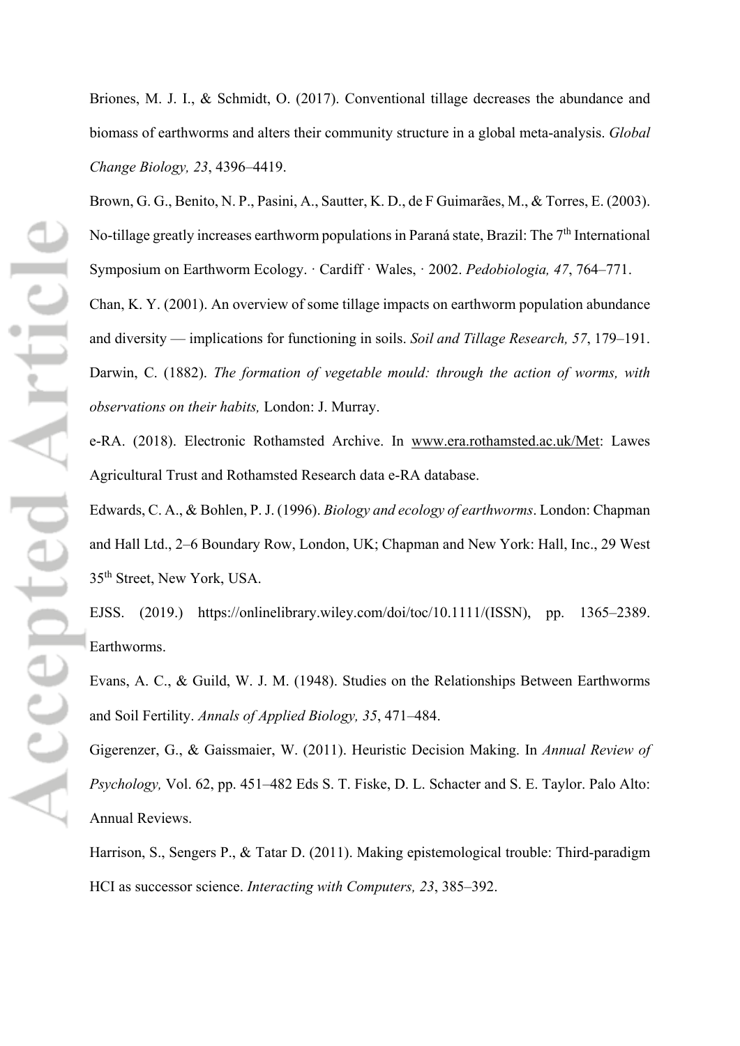Briones, M. J. I., & Schmidt, O. (2017). Conventional tillage decreases the abundance and biomass of earthworms and alters their community structure in a global meta-analysis. *Global Change Biology, 23*, 4396–4419.

Brown, G. G., Benito, N. P., Pasini, A., Sautter, K. D., de F Guimarães, M., & Torres, E. (2003). No-tillage greatly increases earthworm populations in Paraná state, Brazil: The 7th International Symposium on Earthworm Ecology. · Cardiff · Wales, · 2002. *Pedobiologia, 47*, 764–771.

Chan, K. Y. (2001). An overview of some tillage impacts on earthworm population abundance and diversity — implications for functioning in soils. *Soil and Tillage Research, 57*, 179–191.

Darwin, C. (1882). *The formation of vegetable mould: through the action of worms, with observations on their habits,* London: J. Murray.

e-RA. (2018). Electronic Rothamsted Archive. In www.era.rothamsted.ac.uk/Met: Lawes Agricultural Trust and Rothamsted Research data e-RA database.

Edwards, C. A., & Bohlen, P. J. (1996). *Biology and ecology of earthworms*. London: Chapman and Hall Ltd., 2–6 Boundary Row, London, UK; Chapman and New York: Hall, Inc., 29 West 35th Street, New York, USA.

EJSS. (2019.) https://onlinelibrary.wiley.com/doi/toc/10.1111/(ISSN), pp. 1365–2389. Earthworms.

Evans, A. C., & Guild, W. J. M. (1948). Studies on the Relationships Between Earthworms and Soil Fertility. *Annals of Applied Biology, 35*, 471–484.

Gigerenzer, G., & Gaissmaier, W. (2011). Heuristic Decision Making. In *Annual Review of Psychology,* Vol. 62, pp. 451–482 Eds S. T. Fiske, D. L. Schacter and S. E. Taylor. Palo Alto: Annual Reviews.

Harrison, S., Sengers P., & Tatar D. (2011). Making epistemological trouble: Third-paradigm HCI as successor science. *Interacting with Computers, 23*, 385–392.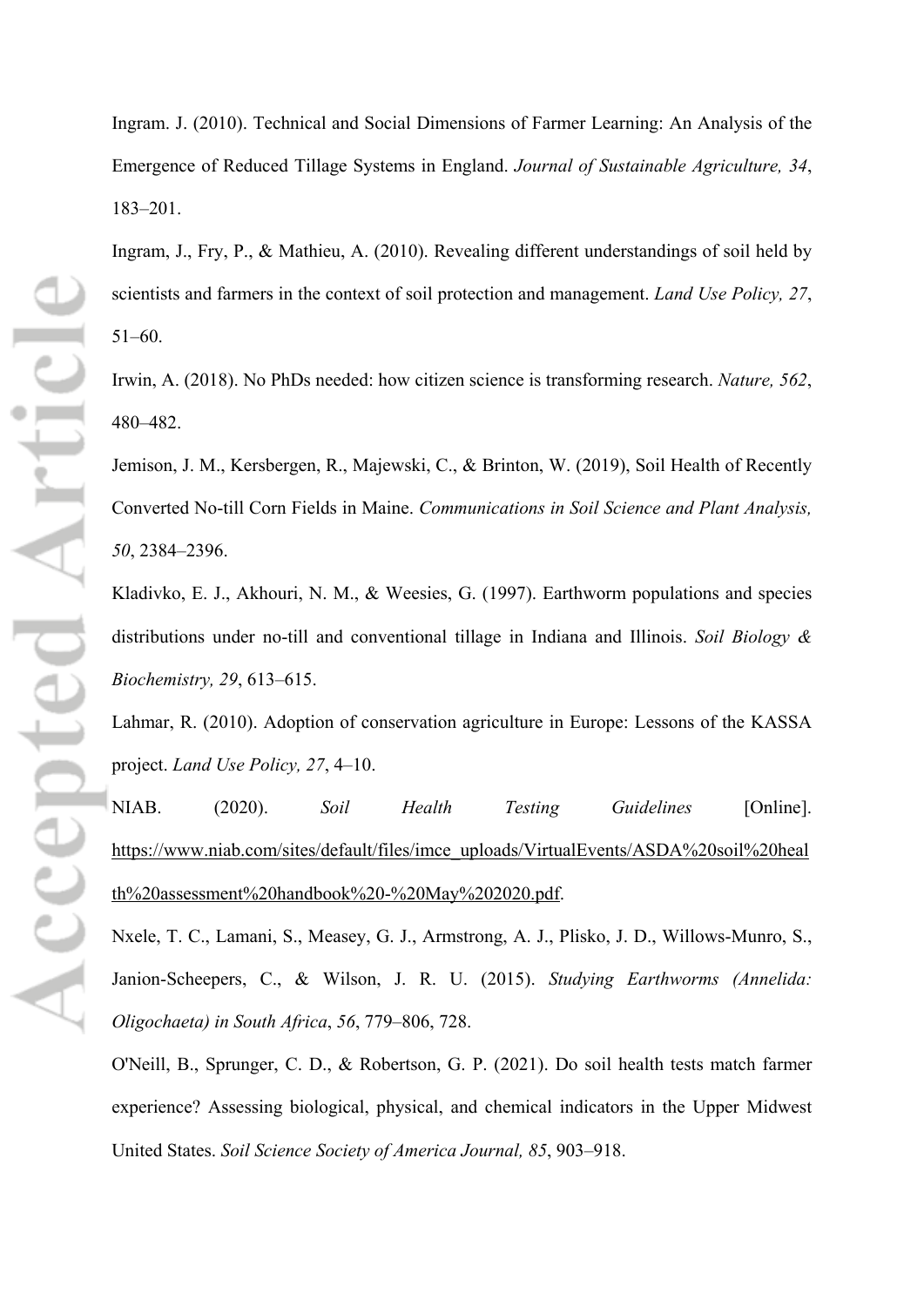Ingram. J. (2010). Technical and Social Dimensions of Farmer Learning: An Analysis of the Emergence of Reduced Tillage Systems in England. *Journal of Sustainable Agriculture, 34*, 183–201.

Ingram, J., Fry, P., & Mathieu, A. (2010). Revealing different understandings of soil held by scientists and farmers in the context of soil protection and management. *Land Use Policy, 27*, 51–60.

Irwin, A. (2018). No PhDs needed: how citizen science is transforming research. *Nature, 562*, 480–482.

Jemison, J. M., Kersbergen, R., Majewski, C., & Brinton, W. (2019), Soil Health of Recently Converted No-till Corn Fields in Maine. *Communications in Soil Science and Plant Analysis, 50*, 2384–2396.

Kladivko, E. J., Akhouri, N. M., & Weesies, G. (1997). Earthworm populations and species distributions under no-till and conventional tillage in Indiana and Illinois. *Soil Biology & Biochemistry, 29*, 613–615.

Lahmar, R. (2010). Adoption of conservation agriculture in Europe: Lessons of the KASSA project. *Land Use Policy, 27*, 4–10.

NIAB. (2020). *Soil Health Testing Guidelines* [Online]. https://www.niab.com/sites/default/files/imce_uploads/VirtualEvents/ASDA%20soil%20health%20assessment%20handbook%20-%20May%202020.pdf.

Nxele, T. C., Lamani, S., Measey, G. J., Armstrong, A. J., Plisko, J. D., Willows-Munro, S., Janion-Scheepers, C., & Wilson, J. R. U. (2015). *Studying Earthworms (Annelida: Oligochaeta) in South Africa*, *56*, 779–806, 728.

O'Neill, B., Sprunger, C. D., & Robertson, G. P. (2021). Do soil health tests match farmer experience? Assessing biological, physical, and chemical indicators in the Upper Midwest United States. *Soil Science Society of America Journal, 85*, 903–918.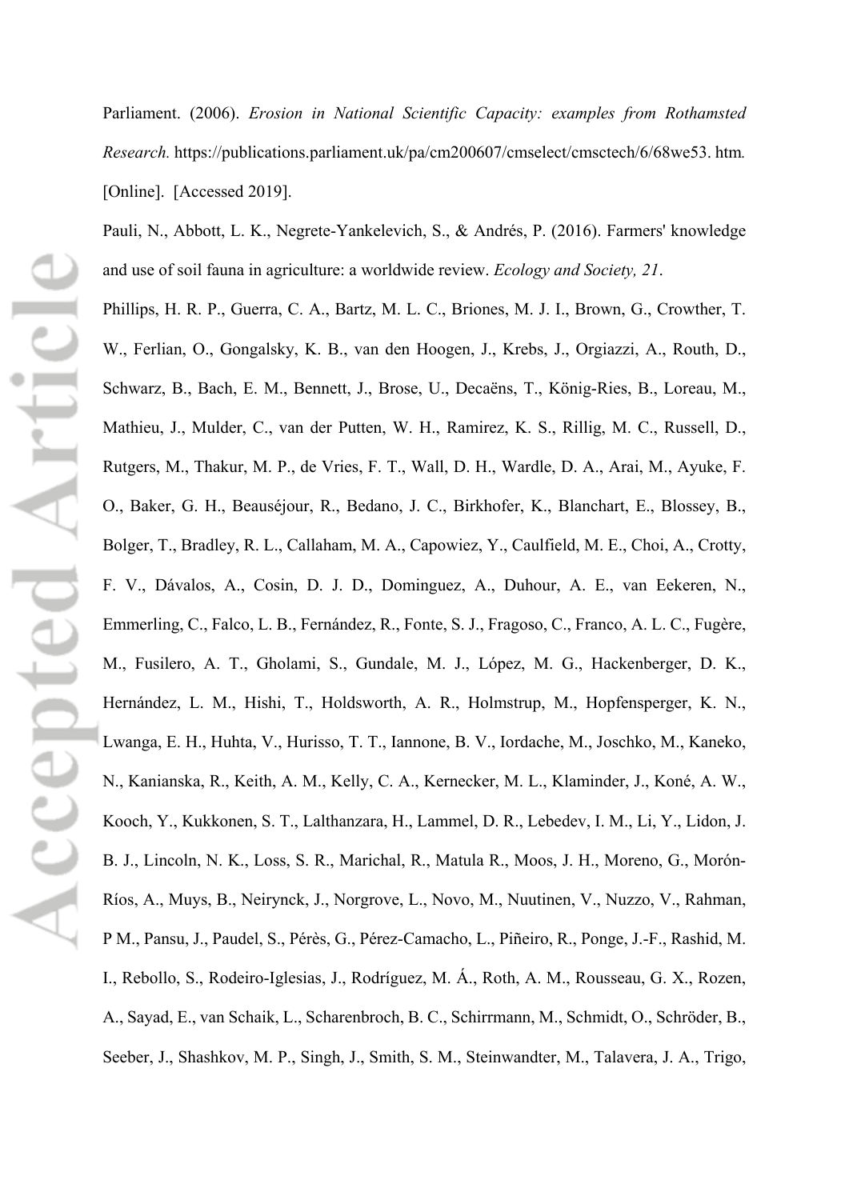Parliament. (2006). *Erosion in National Scientific Capacity: examples from Rothamsted Research.* https://publications.parliament.uk/pa/cm200607/cmselect/cmsctech/6/68we53. htm. [Online]. [Accessed 2019].

Pauli, N., Abbott, L. K., Negrete-Yankelevich, S., & Andrés, P. (2016). Farmers' knowledge and use of soil fauna in agriculture: a worldwide review. *Ecology and Society, 21*.

Phillips, H. R. P., Guerra, C. A., Bartz, M. L. C., Briones, M. J. I., Brown, G., Crowther, T. W., Ferlian, O., Gongalsky, K. B., van den Hoogen, J., Krebs, J., Orgiazzi, A., Routh, D., Schwarz, B., Bach, E. M., Bennett, J., Brose, U., Decaëns, T., König-Ries, B., Loreau, M., Mathieu, J., Mulder, C., van der Putten, W. H., Ramirez, K. S., Rillig, M. C., Russell, D., Rutgers, M., Thakur, M. P., de Vries, F. T., Wall, D. H., Wardle, D. A., Arai, M., Ayuke, F. O., Baker, G. H., Beauséjour, R., Bedano, J. C., Birkhofer, K., Blanchart, E., Blossey, B., Bolger, T., Bradley, R. L., Callaham, M. A., Capowiez, Y., Caulfield, M. E., Choi, A., Crotty, F. V., Dávalos, A., Cosin, D. J. D., Dominguez, A., Duhour, A. E., van Eekeren, N., Emmerling, C., Falco, L. B., Fernández, R., Fonte, S. J., Fragoso, C., Franco, A. L. C., Fugère, M., Fusilero, A. T., Gholami, S., Gundale, M. J., López, M. G., Hackenberger, D. K., Hernández, L. M., Hishi, T., Holdsworth, A. R., Holmstrup, M., Hopfensperger, K. N., Lwanga, E. H., Huhta, V., Hurisso, T. T., Iannone, B. V., Iordache, M., Joschko, M., Kaneko, N., Kanianska, R., Keith, A. M., Kelly, C. A., Kernecker, M. L., Klaminder, J., Koné, A. W., Kooch, Y., Kukkonen, S. T., Lalthanzara, H., Lammel, D. R., Lebedev, I. M., Li, Y., Lidon, J. B. J., Lincoln, N. K., Loss, S. R., Marichal, R., Matula R., Moos, J. H., Moreno, G., Morón-Ríos, A., Muys, B., Neirynck, J., Norgrove, L., Novo, M., Nuutinen, V., Nuzzo, V., Rahman, P M., Pansu, J., Paudel, S., Pérès, G., Pérez-Camacho, L., Piñeiro, R., Ponge, J.-F., Rashid, M. I., Rebollo, S., Rodeiro-Iglesias, J., Rodríguez, M. Á., Roth, A. M., Rousseau, G. X., Rozen, A., Sayad, E., van Schaik, L., Scharenbroch, B. C., Schirrmann, M., Schmidt, O., Schröder, B., Seeber, J., Shashkov, M. P., Singh, J., Smith, S. M., Steinwandter, M., Talavera, J. A., Trigo,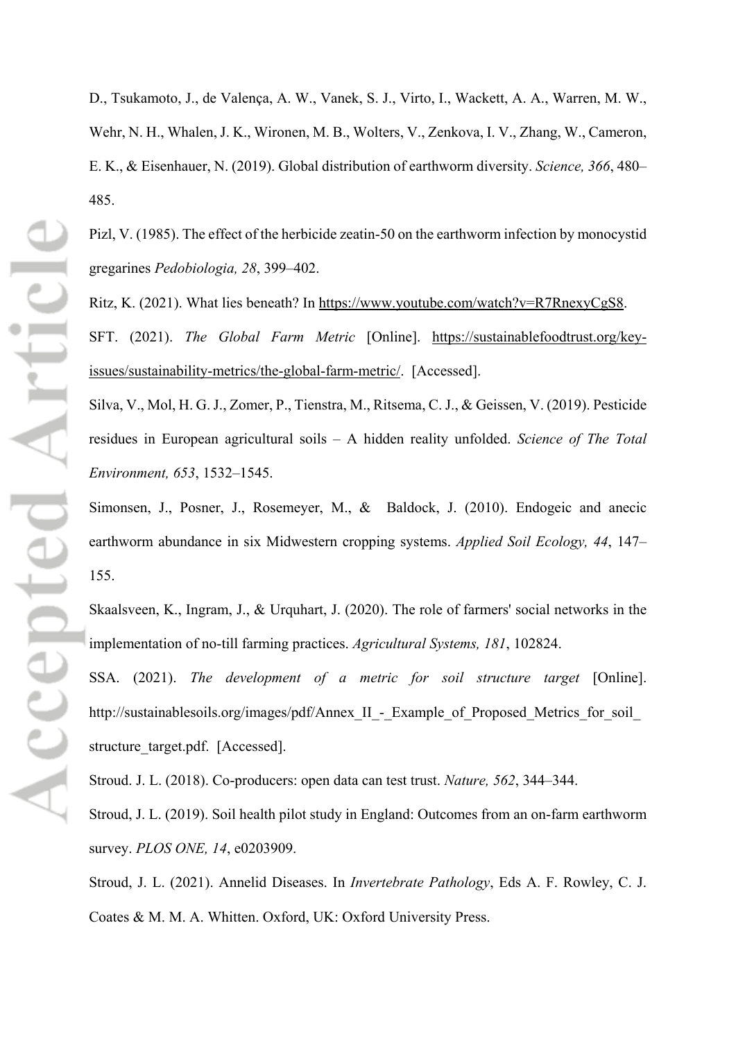D., Tsukamoto, J., de Valença, A. W., Vanek, S. J., Virto, I., Wackett, A. A., Warren, M. W., Wehr, N. H., Whalen, J. K., Wironen, M. B., Wolters, V., Zenkova, I. V., Zhang, W., Cameron, E. K., & Eisenhauer, N. (2019). Global distribution of earthworm diversity. *Science, 366*, 480–485.

Pizl, V. (1985). The effect of the herbicide zeatin-50 on the earthworm infection by monocystid gregarines *Pedobiologia, 28*, 399–402.

Ritz, K. (2021). What lies beneath? In https://www.youtube.com/watch?v=R7RnexyCgS8.

SFT. (2021). *The Global Farm Metric* [Online]. https://sustainablefoodtrust.org/key-issues/sustainability-metrics/the-global-farm-metric/. [Accessed].

Silva, V., Mol, H. G. J., Zomer, P., Tienstra, M., Ritsema, C. J., & Geissen, V. (2019). Pesticide residues in European agricultural soils – A hidden reality unfolded. *Science of The Total Environment, 653*, 1532–1545.

Simonsen, J., Posner, J., Rosemeyer, M., & Baldock, J. (2010). Endogeic and anecic earthworm abundance in six Midwestern cropping systems. *Applied Soil Ecology, 44*, 147–155.

Skaalsveen, K., Ingram, J., & Urquhart, J. (2020). The role of farmers' social networks in the implementation of no-till farming practices. *Agricultural Systems, 181*, 102824.

SSA. (2021). *The development of a metric for soil structure target* [Online]. http://sustainablesoils.org/images/pdf/Annex_II_-_Example_of_Proposed_Metrics_for_soil_structure_target.pdf. [Accessed].

Stroud. J. L. (2018). Co-producers: open data can test trust. *Nature, 562*, 344–344.

Stroud, J. L. (2019). Soil health pilot study in England: Outcomes from an on-farm earthworm survey. *PLOS ONE, 14*, e0203909.

Stroud, J. L. (2021). Annelid Diseases. In *Invertebrate Pathology*, Eds A. F. Rowley, C. J. Coates & M. M. A. Whitten. Oxford, UK: Oxford University Press.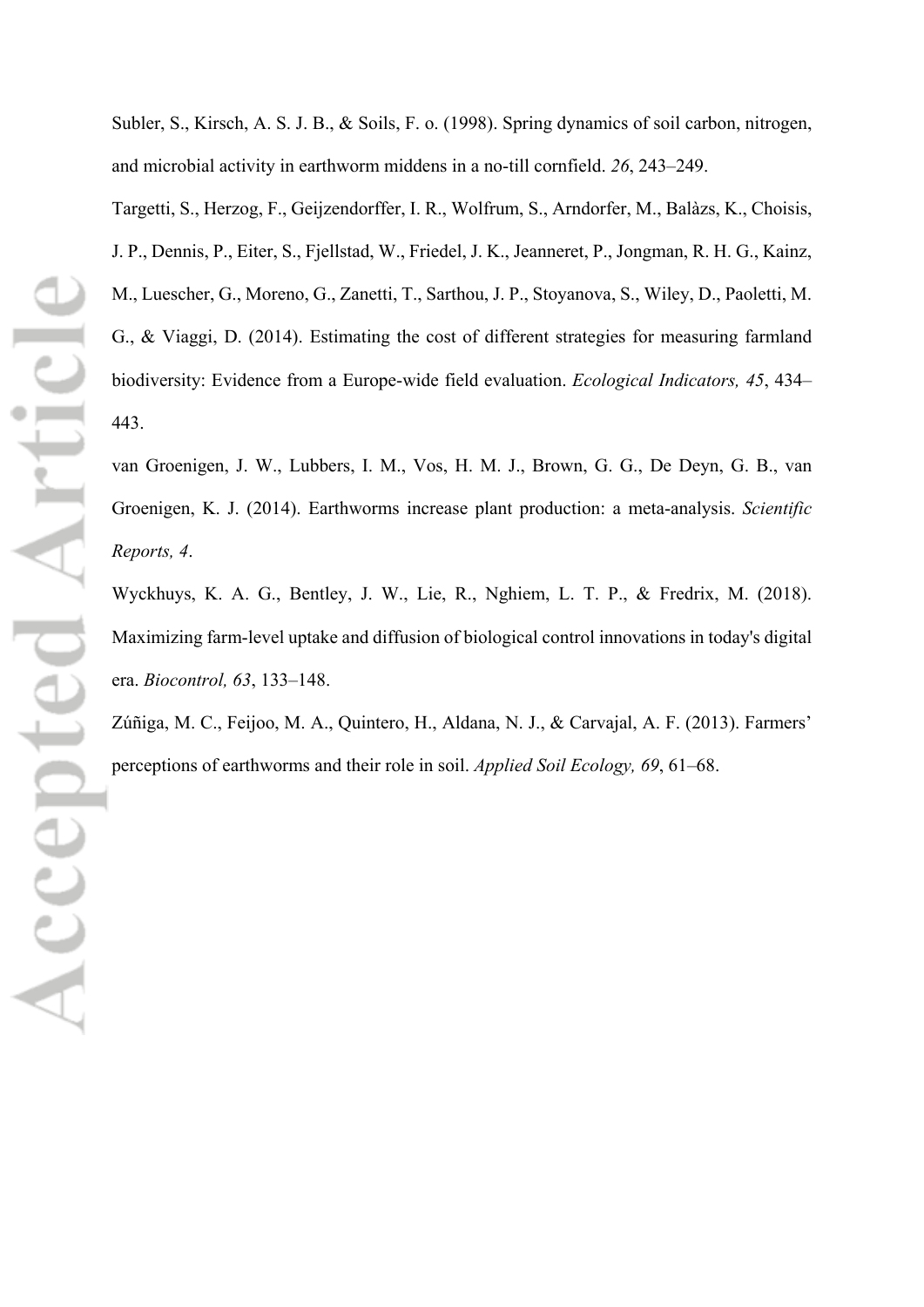Subler, S., Kirsch, A. S. J. B., & Soils, F. o. (1998). Spring dynamics of soil carbon, nitrogen, and microbial activity in earthworm middens in a no-till cornfield. *26*, 243–249.

Targetti, S., Herzog, F., Geijzendorffer, I. R., Wolfrum, S., Arndorfer, M., Balàzs, K., Choisis, J. P., Dennis, P., Eiter, S., Fjellstad, W., Friedel, J. K., Jeanneret, P., Jongman, R. H. G., Kainz, M., Luescher, G., Moreno, G., Zanetti, T., Sarthou, J. P., Stoyanova, S., Wiley, D., Paoletti, M. G., & Viaggi, D. (2014). Estimating the cost of different strategies for measuring farmland biodiversity: Evidence from a Europe-wide field evaluation. *Ecological Indicators, 45*, 434–443.

van Groenigen, J. W., Lubbers, I. M., Vos, H. M. J., Brown, G. G., De Deyn, G. B., van Groenigen, K. J. (2014). Earthworms increase plant production: a meta-analysis. *Scientific Reports, 4*.

Wyckhuys, K. A. G., Bentley, J. W., Lie, R., Nghiem, L. T. P., & Fredrix, M. (2018). Maximizing farm-level uptake and diffusion of biological control innovations in today's digital era. *Biocontrol, 63*, 133–148.

Zúñiga, M. C., Feijoo, M. A., Quintero, H., Aldana, N. J., & Carvajal, A. F. (2013). Farmers' perceptions of earthworms and their role in soil. *Applied Soil Ecology, 69*, 61–68.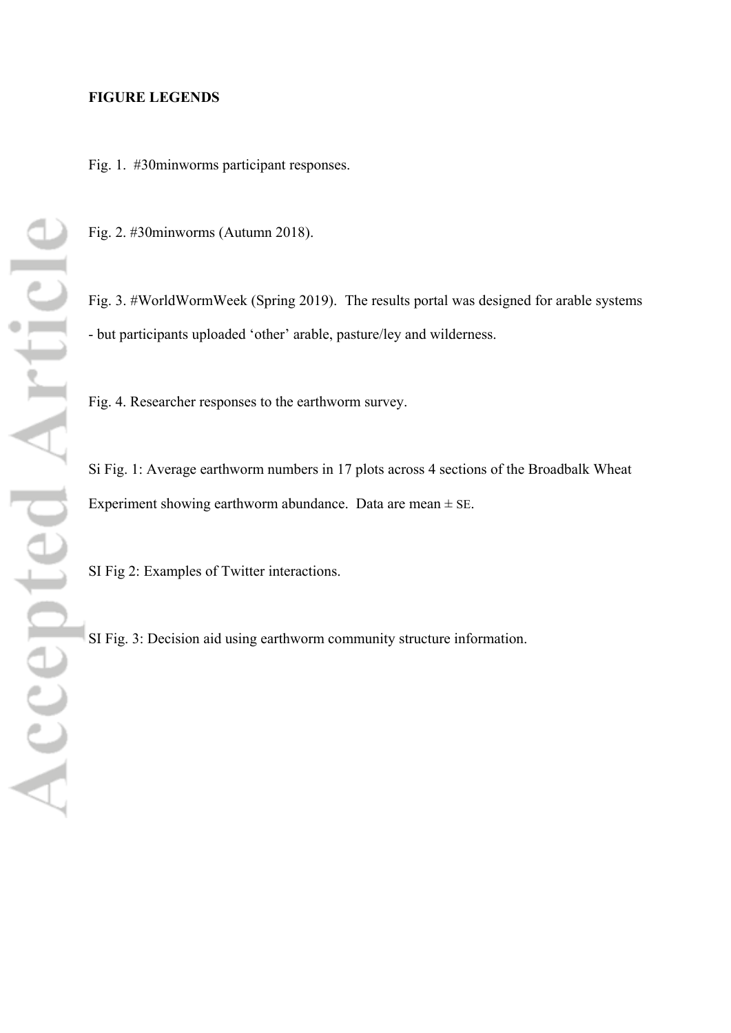**FIGURE LEGENDS**

Fig. 1. #30minworms participant responses.

Fig. 2. #30minworms (Autumn 2018).

Fig. 3. #WorldWormWeek (Spring 2019). The results portal was designed for arable systems - but participants uploaded 'other' arable, pasture/ley and wilderness.

Fig. 4. Researcher responses to the earthworm survey.

Si Fig. 1: Average earthworm numbers in 17 plots across 4 sections of the Broadbalk Wheat Experiment showing earthworm abundance. Data are mean ± SE.

SI Fig 2: Examples of Twitter interactions.

SI Fig. 3: Decision aid using earthworm community structure information.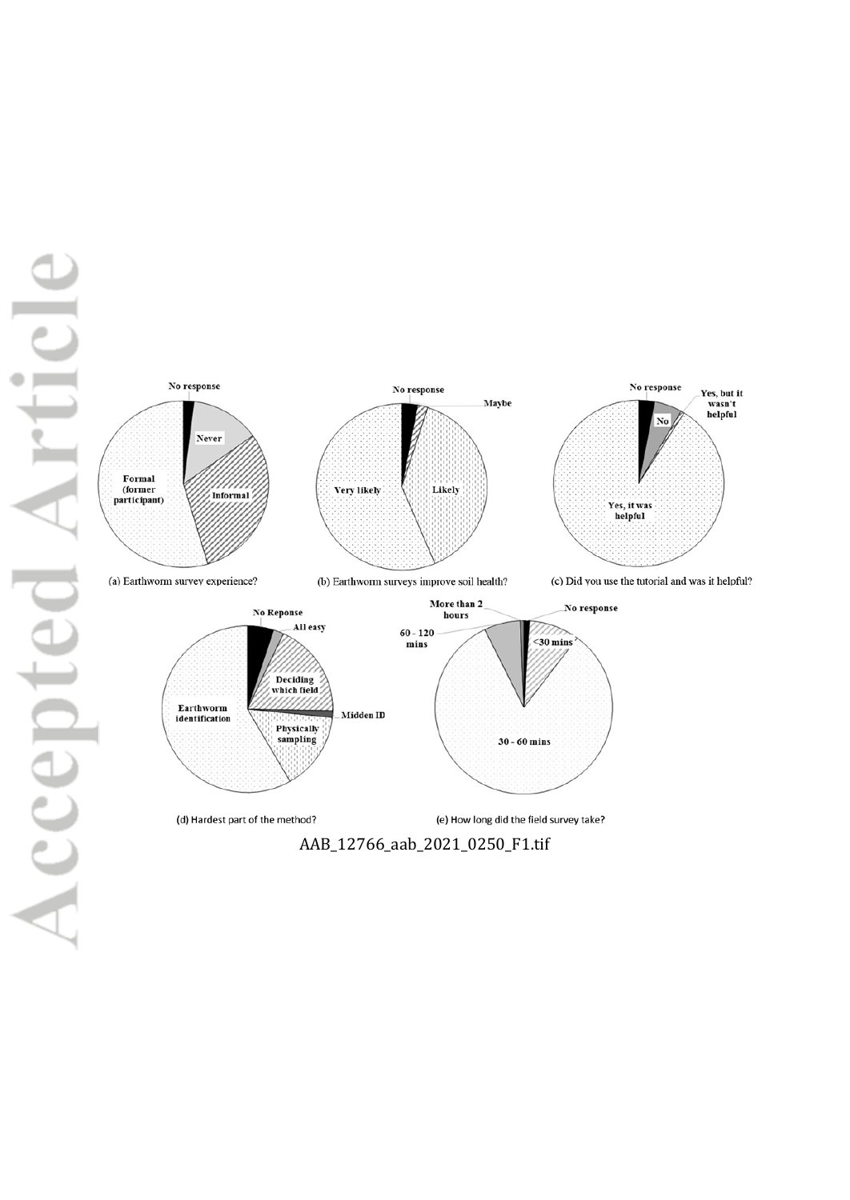(a) Earthworm survey experience?

(b) Earthworm surveys improve soil health?

(c) Did you use the tutorial and was it helpful?

(d) Hardest part of the method?

(e) How long did the field survey take?

AAB_12766_aab_2021_0250_F1.tif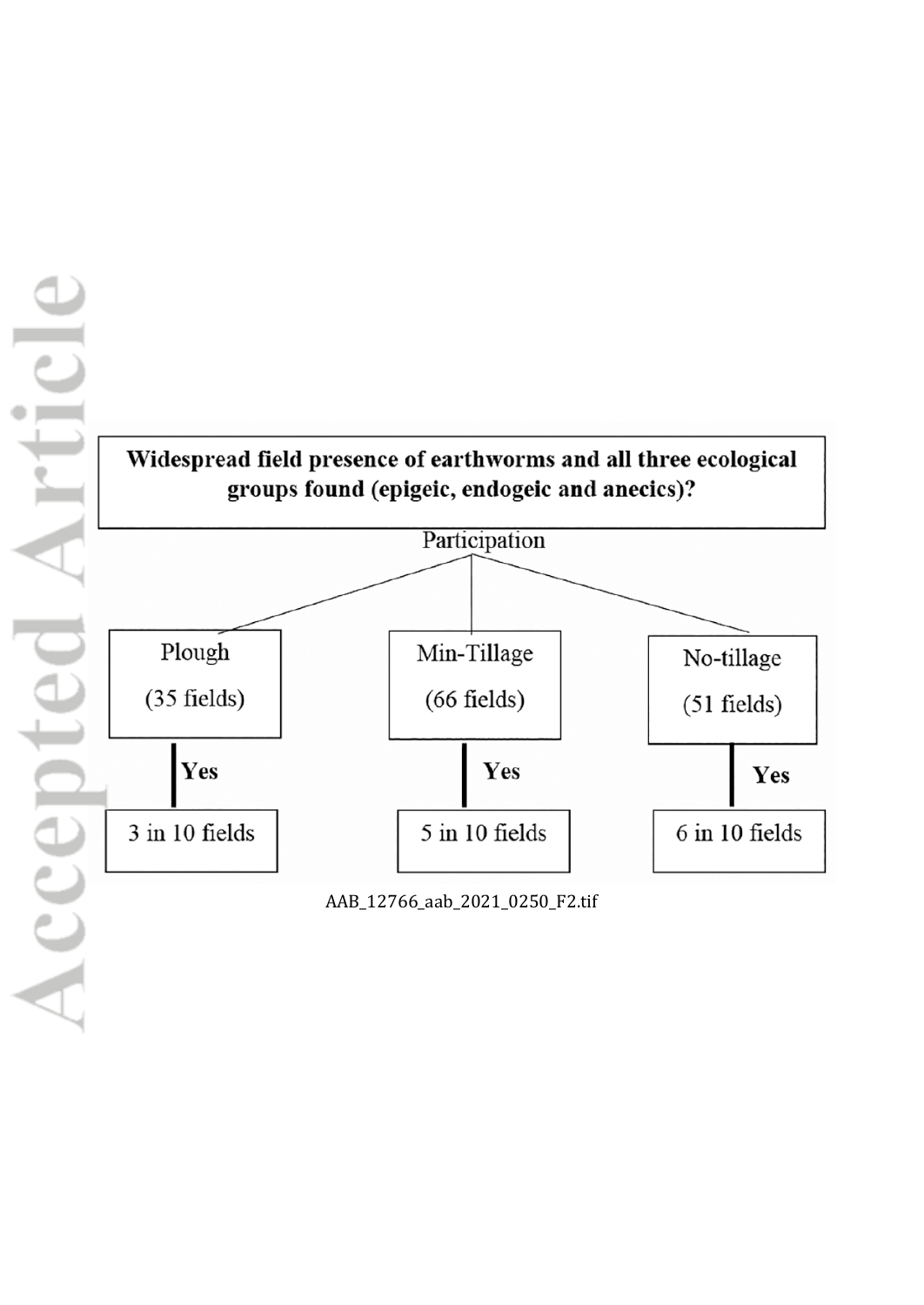**Widespread field presence of earthworms and all three ecological groups found (epigeic, endogeic and anecics)?**

Participation

| Plough (35 fields) | Min-Tillage (66 fields) | No-tillage (51 fields) |
| --- | --- | --- |
| Yes | Yes | Yes |
| 3 in 10 fields | 5 in 10 fields | 6 in 10 fields |

AAB_12766_aab_2021_0250_F2.tif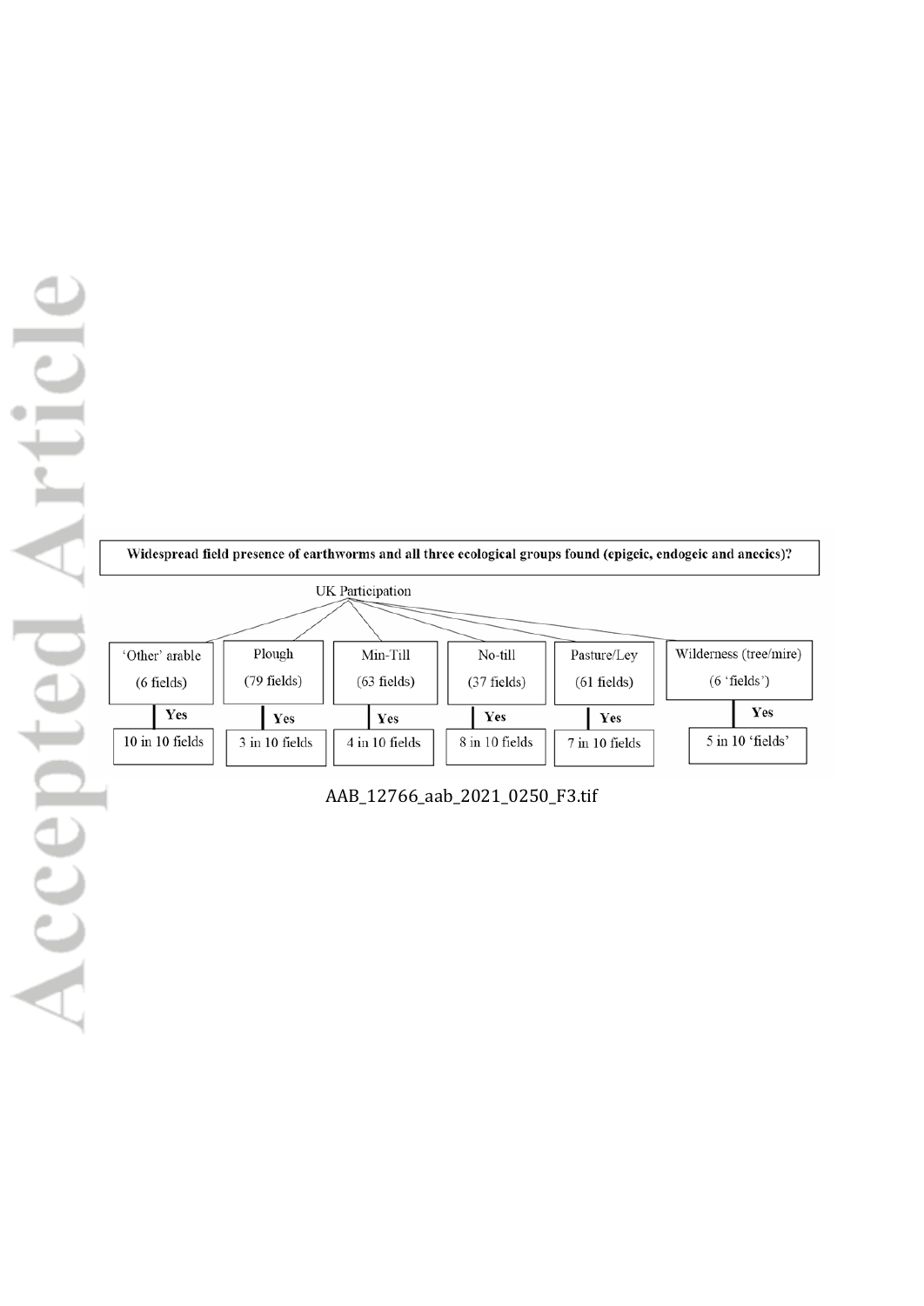**Widespread field presence of earthworms and all three ecological groups found (epigeic, endogeic and anecics)?**

UK Participation

| 'Other' arable (6 fields) | Plough (79 fields) | Min-Till (63 fields) | No-till (37 fields) | Pasture/Ley (61 fields) | Wilderness (tree/mire) (6 'fields') |
|---|---|---|---|---|---|
| Yes | Yes | Yes | Yes | Yes | Yes |
| 10 in 10 fields | 3 in 10 fields | 4 in 10 fields | 8 in 10 fields | 7 in 10 fields | 5 in 10 'fields' |

AAB_12766_aab_2021_0250_F3.tif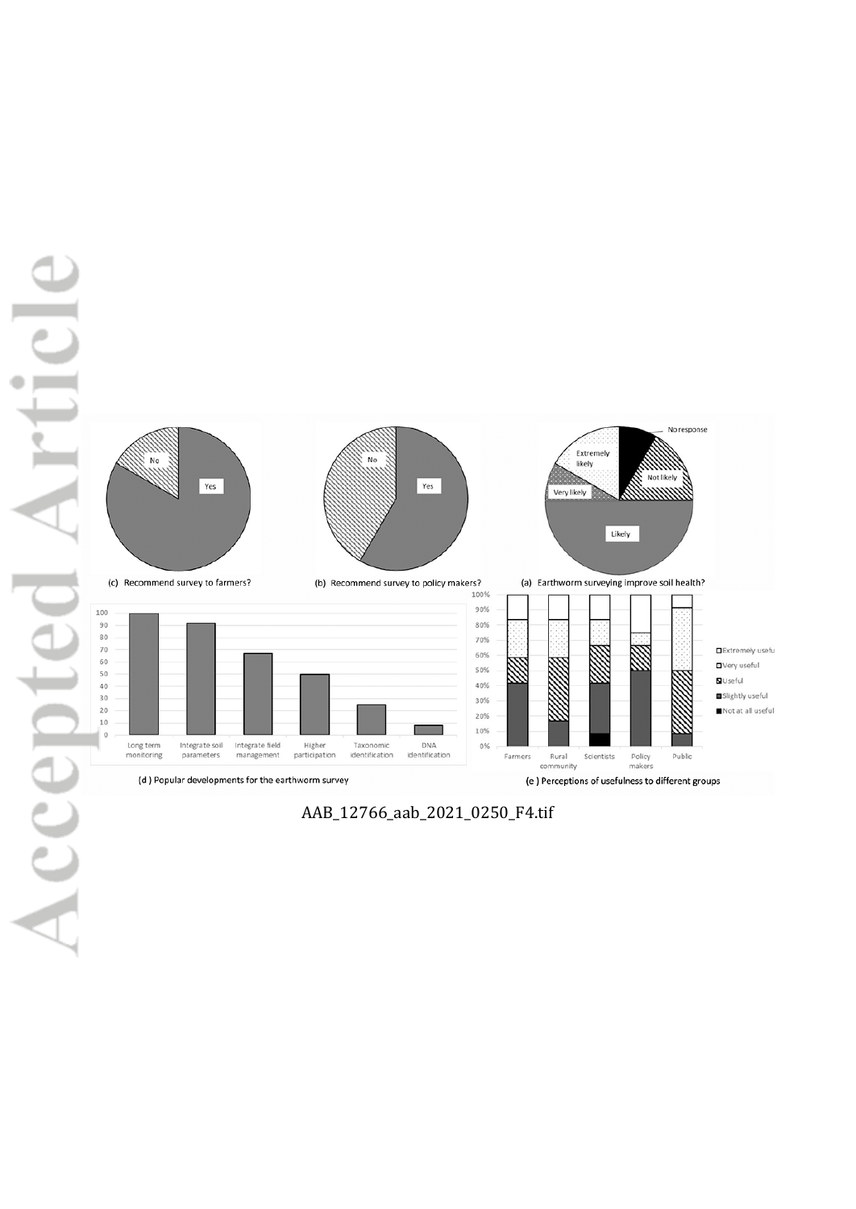(c) Recommend survey to farmers?

No

Yes

(b) Recommend survey to policy makers?

No

Yes

(a) Earthworm surveying improve soil health?

No response

Extremely likely

Not likely

Very likely

Likely

(d) Popular developments for the earthworm survey

100
90
80
70
60
50
40
30
20
10
0

Long term monitoring
Integrate soil parameters
Integrate field management
Higher participation
Taxonomic identification
DNA identification

(e) Perceptions of usefulness to different groups

100%
90%
80%
70%
60%
50%
40%
30%
20%
10%
0%

Farmers
Rural community
Scientists
Policy makers
Public

Extremely useful
Very useful
Useful
Slightly useful
Not at all useful

AAB_12766_aab_2021_0250_F4.tif